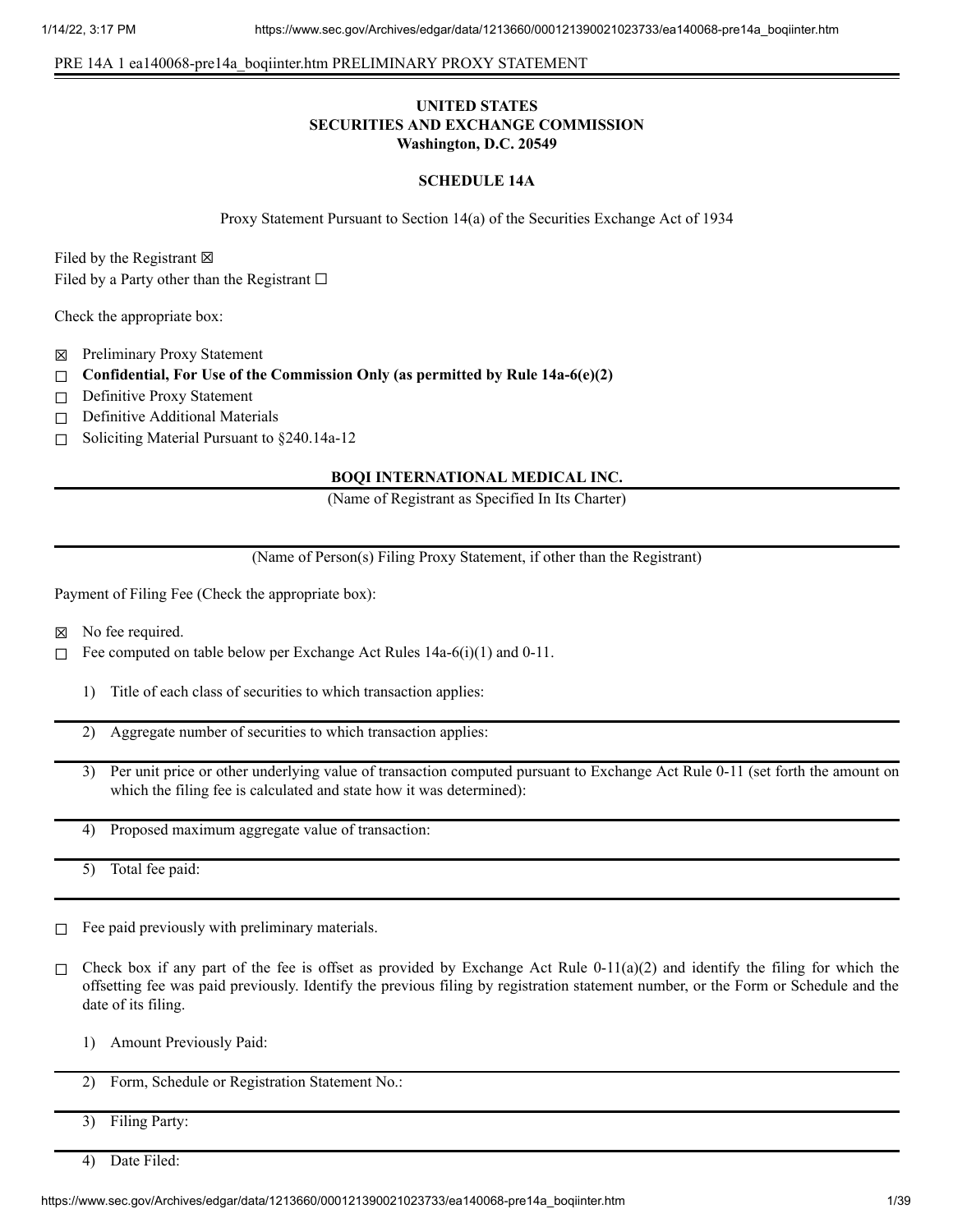PRE 14A 1 ea140068-pre14a_boqiinter.htm PRELIMINARY PROXY STATEMENT

**UNITED STATES**
**SECURITIES AND EXCHANGE COMMISSION**
**Washington, D.C. 20549**

**SCHEDULE 14A**

Proxy Statement Pursuant to Section 14(a) of the Securities Exchange Act of 1934

Filed by the Registrant ☒
Filed by a Party other than the Registrant ☐

Check the appropriate box:

☒ Preliminary Proxy Statement
☐ **Confidential, For Use of the Commission Only (as permitted by Rule 14a-6(e)(2)**
☐ Definitive Proxy Statement
☐ Definitive Additional Materials
☐ Soliciting Material Pursuant to §240.14a-12

**BOQI INTERNATIONAL MEDICAL INC.**

(Name of Registrant as Specified In Its Charter)

(Name of Person(s) Filing Proxy Statement, if other than the Registrant)

Payment of Filing Fee (Check the appropriate box):

☒ No fee required.
☐ Fee computed on table below per Exchange Act Rules 14a-6(i)(1) and 0-11.

1) Title of each class of securities to which transaction applies:

2) Aggregate number of securities to which transaction applies:

3) Per unit price or other underlying value of transaction computed pursuant to Exchange Act Rule 0-11 (set forth the amount on which the filing fee is calculated and state how it was determined):

4) Proposed maximum aggregate value of transaction:

5) Total fee paid:

☐ Fee paid previously with preliminary materials.

☐ Check box if any part of the fee is offset as provided by Exchange Act Rule 0-11(a)(2) and identify the filing for which the offsetting fee was paid previously. Identify the previous filing by registration statement number, or the Form or Schedule and the date of its filing.

1) Amount Previously Paid:

2) Form, Schedule or Registration Statement No.:

3) Filing Party:

4) Date Filed: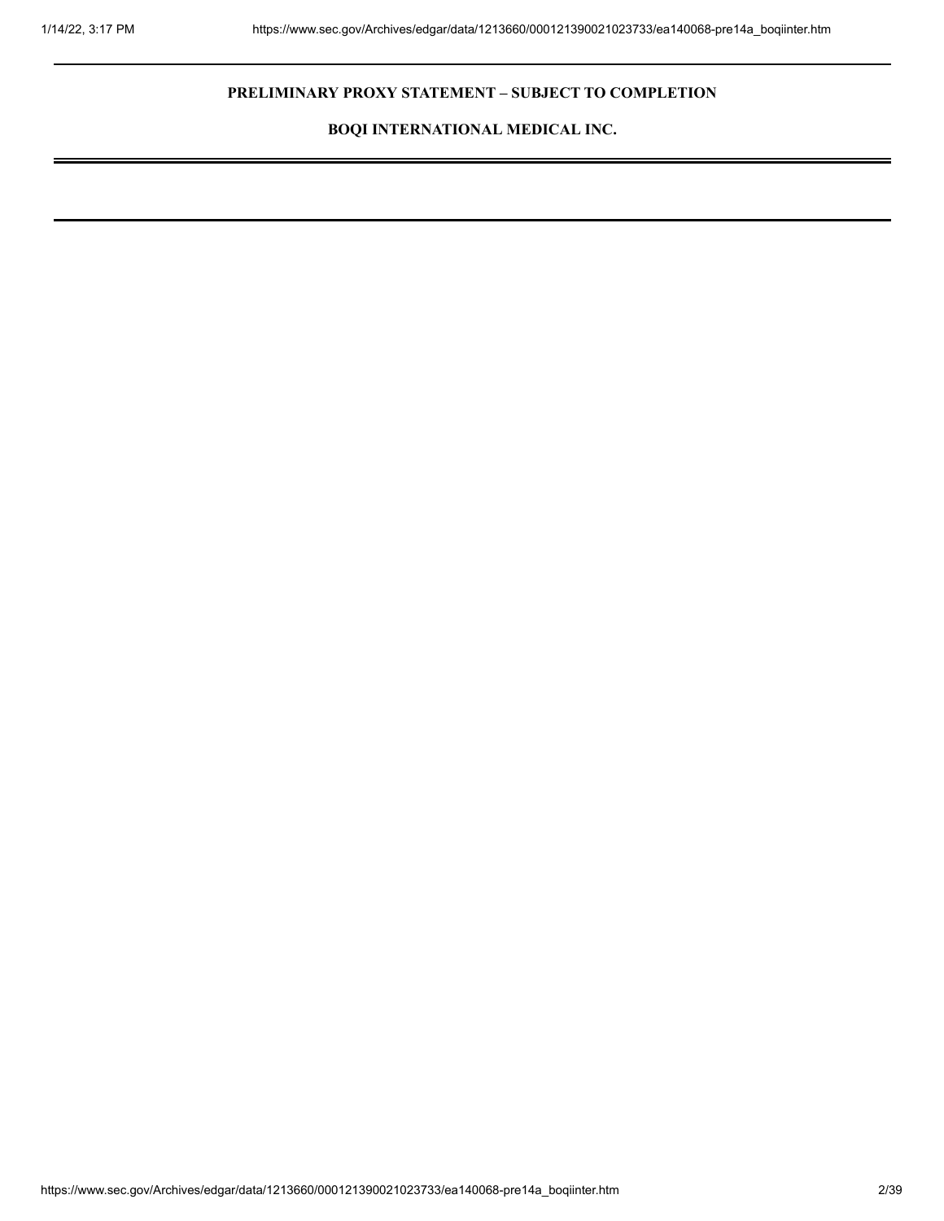**PRELIMINARY PROXY STATEMENT – SUBJECT TO COMPLETION**

**BOQI INTERNATIONAL MEDICAL INC.**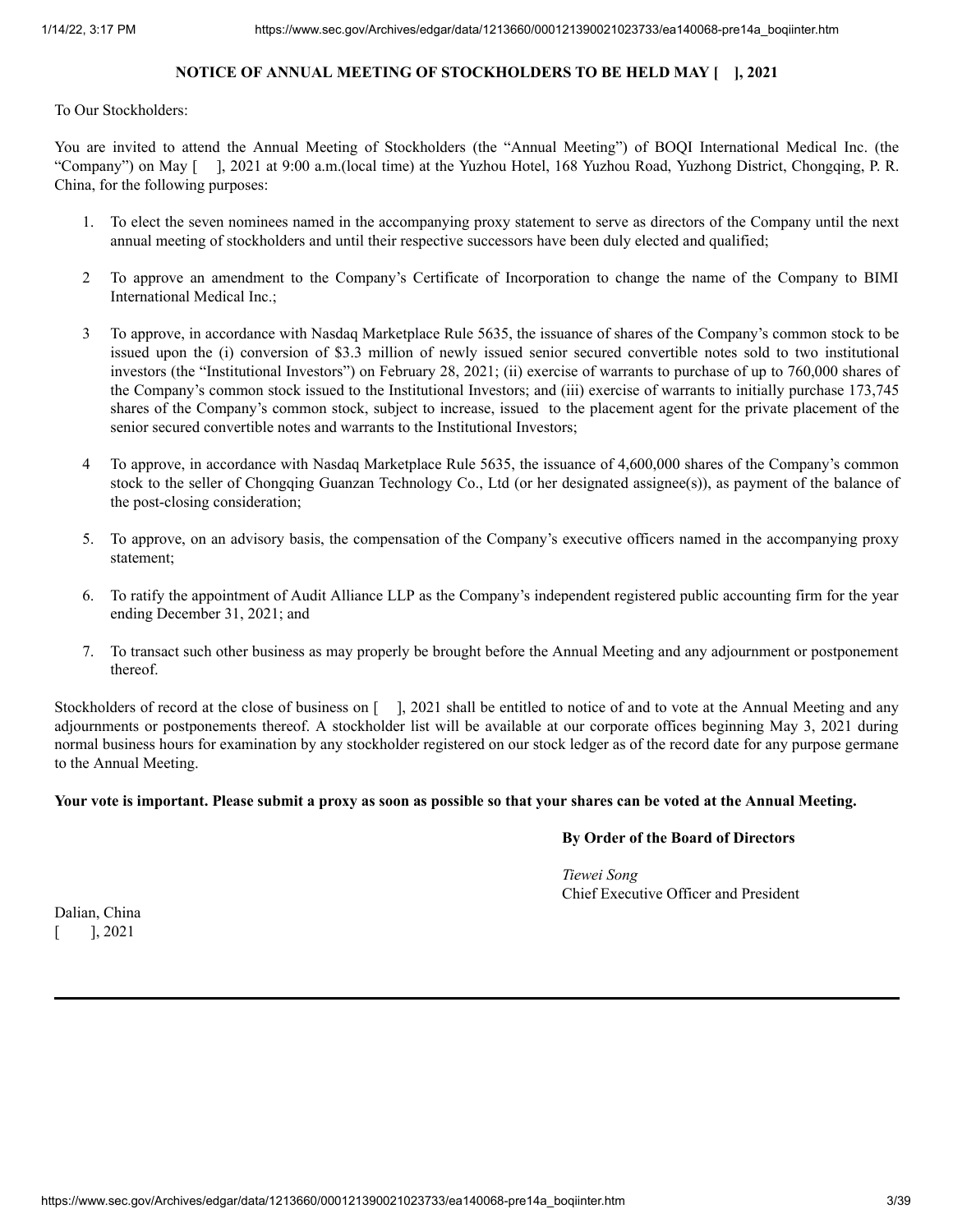**NOTICE OF ANNUAL MEETING OF STOCKHOLDERS TO BE HELD MAY [ ], 2021**

To Our Stockholders:

You are invited to attend the Annual Meeting of Stockholders (the "Annual Meeting") of BOQI International Medical Inc. (the "Company") on May [ ], 2021 at 9:00 a.m.(local time) at the Yuzhou Hotel, 168 Yuzhou Road, Yuzhong District, Chongqing, P. R. China, for the following purposes:

1. To elect the seven nominees named in the accompanying proxy statement to serve as directors of the Company until the next annual meeting of stockholders and until their respective successors have been duly elected and qualified;

2. To approve an amendment to the Company's Certificate of Incorporation to change the name of the Company to BIMI International Medical Inc.;

3. To approve, in accordance with Nasdaq Marketplace Rule 5635, the issuance of shares of the Company's common stock to be issued upon the (i) conversion of $3.3 million of newly issued senior secured convertible notes sold to two institutional investors (the "Institutional Investors") on February 28, 2021; (ii) exercise of warrants to purchase of up to 760,000 shares of the Company's common stock issued to the Institutional Investors; and (iii) exercise of warrants to initially purchase 173,745 shares of the Company's common stock, subject to increase, issued to the placement agent for the private placement of the senior secured convertible notes and warrants to the Institutional Investors;

4. To approve, in accordance with Nasdaq Marketplace Rule 5635, the issuance of 4,600,000 shares of the Company's common stock to the seller of Chongqing Guanzan Technology Co., Ltd (or her designated assignee(s)), as payment of the balance of the post-closing consideration;

5. To approve, on an advisory basis, the compensation of the Company's executive officers named in the accompanying proxy statement;

6. To ratify the appointment of Audit Alliance LLP as the Company's independent registered public accounting firm for the year ending December 31, 2021; and

7. To transact such other business as may properly be brought before the Annual Meeting and any adjournment or postponement thereof.

Stockholders of record at the close of business on [ ], 2021 shall be entitled to notice of and to vote at the Annual Meeting and any adjournments or postponements thereof. A stockholder list will be available at our corporate offices beginning May 3, 2021 during normal business hours for examination by any stockholder registered on our stock ledger as of the record date for any purpose germane to the Annual Meeting.

**Your vote is important. Please submit a proxy as soon as possible so that your shares can be voted at the Annual Meeting.**

**By Order of the Board of Directors**

*Tiewei Song*
Chief Executive Officer and President

Dalian, China
[ ], 2021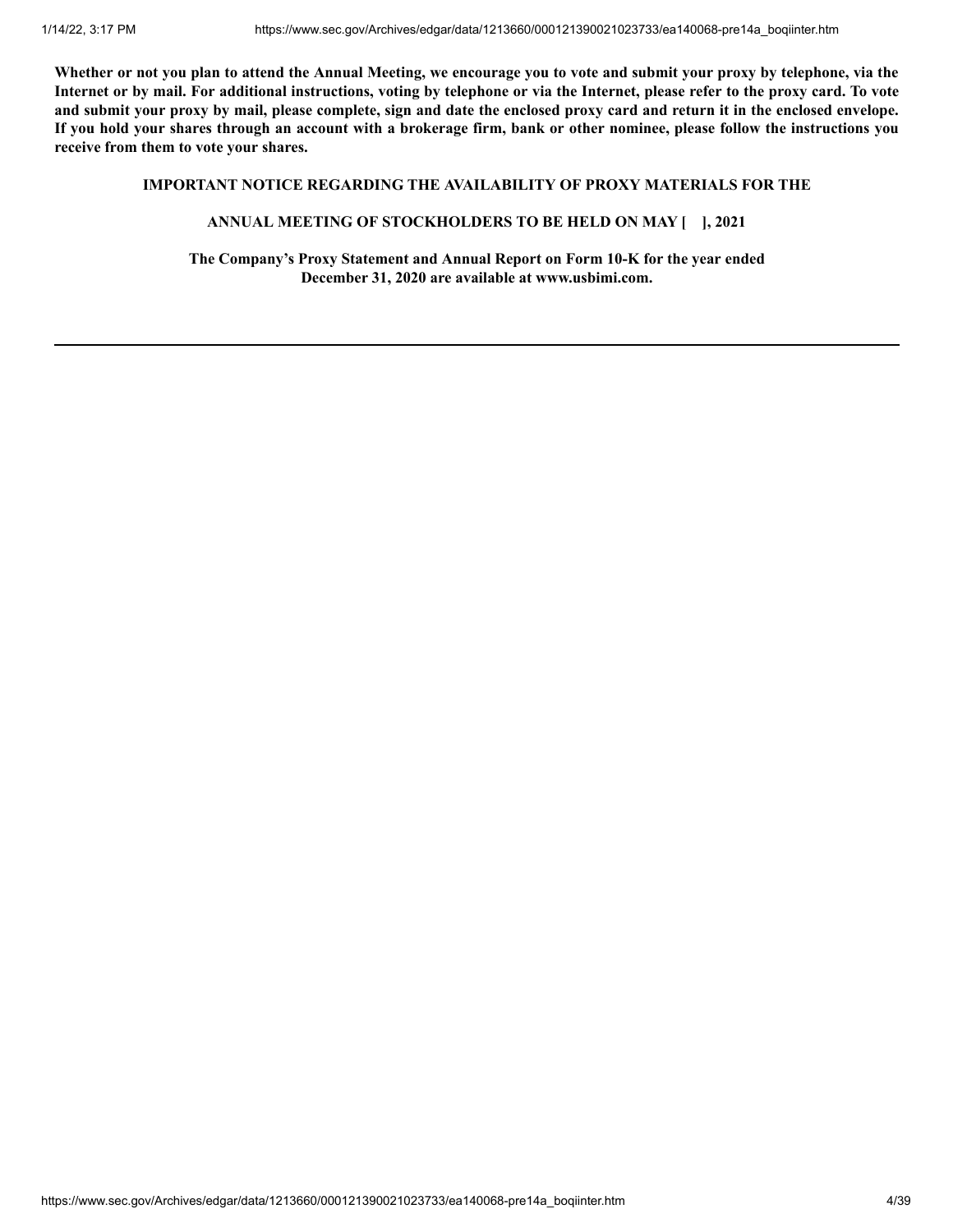**Whether or not you plan to attend the Annual Meeting, we encourage you to vote and submit your proxy by telephone, via the Internet or by mail. For additional instructions, voting by telephone or via the Internet, please refer to the proxy card. To vote and submit your proxy by mail, please complete, sign and date the enclosed proxy card and return it in the enclosed envelope. If you hold your shares through an account with a brokerage firm, bank or other nominee, please follow the instructions you receive from them to vote your shares.**

**IMPORTANT NOTICE REGARDING THE AVAILABILITY OF PROXY MATERIALS FOR THE**

**ANNUAL MEETING OF STOCKHOLDERS TO BE HELD ON MAY [ ], 2021**

**The Company's Proxy Statement and Annual Report on Form 10-K for the year ended December 31, 2020 are available at www.usbimi.com.**

---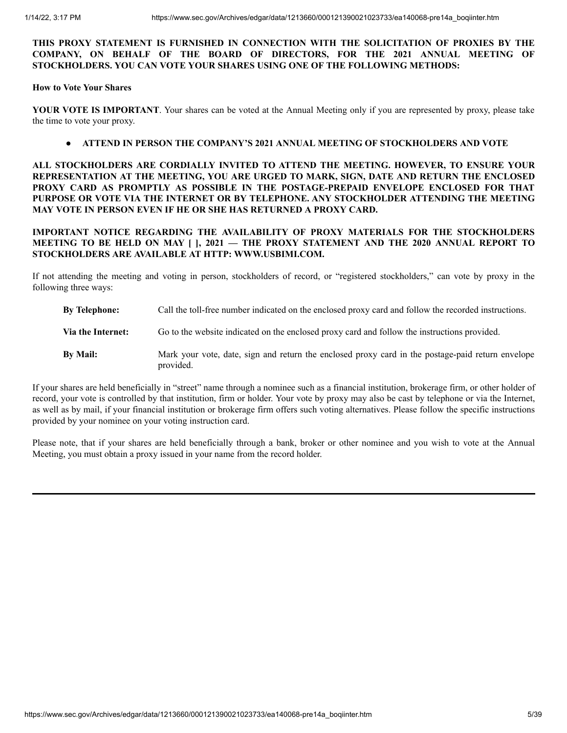**THIS PROXY STATEMENT IS FURNISHED IN CONNECTION WITH THE SOLICITATION OF PROXIES BY THE COMPANY, ON BEHALF OF THE BOARD OF DIRECTORS, FOR THE 2021 ANNUAL MEETING OF STOCKHOLDERS. YOU CAN VOTE YOUR SHARES USING ONE OF THE FOLLOWING METHODS:**

**How to Vote Your Shares**

**YOUR VOTE IS IMPORTANT**. Your shares can be voted at the Annual Meeting only if you are represented by proxy, please take the time to vote your proxy.

- **ATTEND IN PERSON THE COMPANY'S 2021 ANNUAL MEETING OF STOCKHOLDERS AND VOTE**

**ALL STOCKHOLDERS ARE CORDIALLY INVITED TO ATTEND THE MEETING. HOWEVER, TO ENSURE YOUR REPRESENTATION AT THE MEETING, YOU ARE URGED TO MARK, SIGN, DATE AND RETURN THE ENCLOSED PROXY CARD AS PROMPTLY AS POSSIBLE IN THE POSTAGE-PREPAID ENVELOPE ENCLOSED FOR THAT PURPOSE OR VOTE VIA THE INTERNET OR BY TELEPHONE. ANY STOCKHOLDER ATTENDING THE MEETING MAY VOTE IN PERSON EVEN IF HE OR SHE HAS RETURNED A PROXY CARD.**

**IMPORTANT NOTICE REGARDING THE AVAILABILITY OF PROXY MATERIALS FOR THE STOCKHOLDERS MEETING TO BE HELD ON MAY [ ], 2021 — THE PROXY STATEMENT AND THE 2020 ANNUAL REPORT TO STOCKHOLDERS ARE AVAILABLE AT HTTP: WWW.USBIMI.COM.**

If not attending the meeting and voting in person, stockholders of record, or "registered stockholders," can vote by proxy in the following three ways:

| | |
|---|---|
| **By Telephone:** | Call the toll-free number indicated on the enclosed proxy card and follow the recorded instructions. |
| **Via the Internet:** | Go to the website indicated on the enclosed proxy card and follow the instructions provided. |
| **By Mail:** | Mark your vote, date, sign and return the enclosed proxy card in the postage-paid return envelope provided. |

If your shares are held beneficially in "street" name through a nominee such as a financial institution, brokerage firm, or other holder of record, your vote is controlled by that institution, firm or holder. Your vote by proxy may also be cast by telephone or via the Internet, as well as by mail, if your financial institution or brokerage firm offers such voting alternatives. Please follow the specific instructions provided by your nominee on your voting instruction card.

Please note, that if your shares are held beneficially through a bank, broker or other nominee and you wish to vote at the Annual Meeting, you must obtain a proxy issued in your name from the record holder.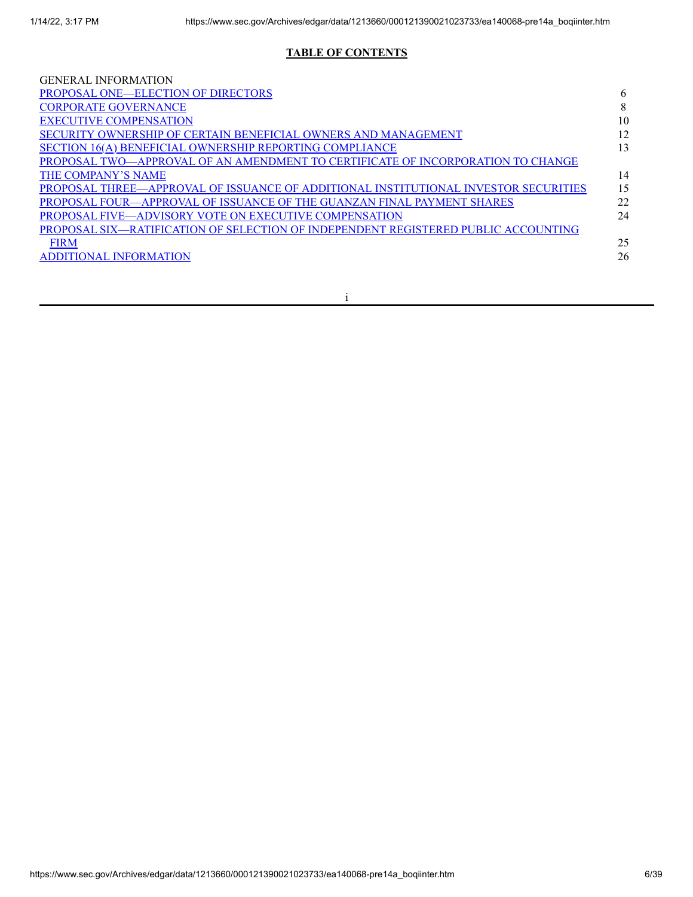## TABLE OF CONTENTS

| | |
|---|---|
| GENERAL INFORMATION | |
| PROPOSAL ONE—ELECTION OF DIRECTORS | 6 |
| CORPORATE GOVERNANCE | 8 |
| EXECUTIVE COMPENSATION | 10 |
| SECURITY OWNERSHIP OF CERTAIN BENEFICIAL OWNERS AND MANAGEMENT | 12 |
| SECTION 16(A) BENEFICIAL OWNERSHIP REPORTING COMPLIANCE | 13 |
| PROPOSAL TWO—APPROVAL OF AN AMENDMENT TO CERTIFICATE OF INCORPORATION TO CHANGE THE COMPANY'S NAME | 14 |
| PROPOSAL THREE—APPROVAL OF ISSUANCE OF ADDITIONAL INSTITUTIONAL INVESTOR SECURITIES | 15 |
| PROPOSAL FOUR—APPROVAL OF ISSUANCE OF THE GUANZAN FINAL PAYMENT SHARES | 22 |
| PROPOSAL FIVE—ADVISORY VOTE ON EXECUTIVE COMPENSATION | 24 |
| PROPOSAL SIX—RATIFICATION OF SELECTION OF INDEPENDENT REGISTERED PUBLIC ACCOUNTING FIRM | 25 |
| ADDITIONAL INFORMATION | 26 |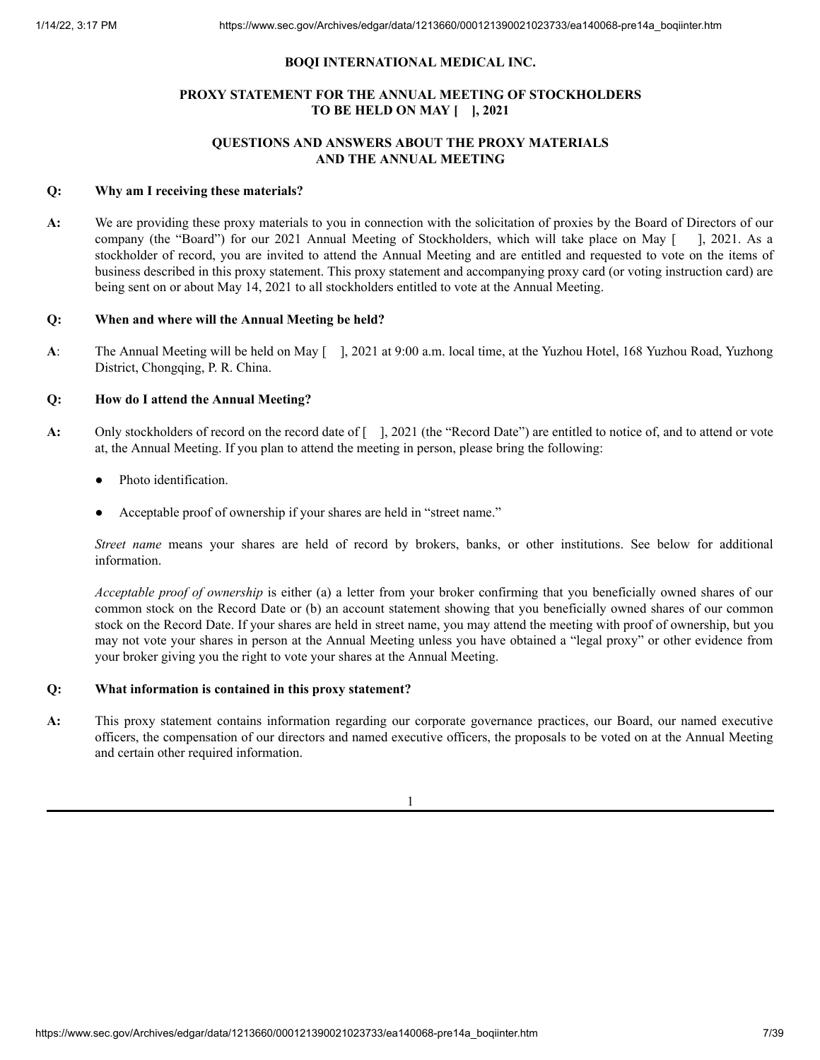**BOQI INTERNATIONAL MEDICAL INC.**

**PROXY STATEMENT FOR THE ANNUAL MEETING OF STOCKHOLDERS TO BE HELD ON MAY [ ], 2021**

**QUESTIONS AND ANSWERS ABOUT THE PROXY MATERIALS AND THE ANNUAL MEETING**

**Q: Why am I receiving these materials?**

**A:** We are providing these proxy materials to you in connection with the solicitation of proxies by the Board of Directors of our company (the "Board") for our 2021 Annual Meeting of Stockholders, which will take place on May [ ], 2021. As a stockholder of record, you are invited to attend the Annual Meeting and are entitled and requested to vote on the items of business described in this proxy statement. This proxy statement and accompanying proxy card (or voting instruction card) are being sent on or about May 14, 2021 to all stockholders entitled to vote at the Annual Meeting.

**Q: When and where will the Annual Meeting be held?**

**A**: The Annual Meeting will be held on May [ ], 2021 at 9:00 a.m. local time, at the Yuzhou Hotel, 168 Yuzhou Road, Yuzhong District, Chongqing, P. R. China.

**Q: How do I attend the Annual Meeting?**

**A:** Only stockholders of record on the record date of [ ], 2021 (the "Record Date") are entitled to notice of, and to attend or vote at, the Annual Meeting. If you plan to attend the meeting in person, please bring the following:

- Photo identification.
- Acceptable proof of ownership if your shares are held in "street name."

*Street name* means your shares are held of record by brokers, banks, or other institutions. See below for additional information.

*Acceptable proof of ownership* is either (a) a letter from your broker confirming that you beneficially owned shares of our common stock on the Record Date or (b) an account statement showing that you beneficially owned shares of our common stock on the Record Date. If your shares are held in street name, you may attend the meeting with proof of ownership, but you may not vote your shares in person at the Annual Meeting unless you have obtained a "legal proxy" or other evidence from your broker giving you the right to vote your shares at the Annual Meeting.

**Q: What information is contained in this proxy statement?**

**A:** This proxy statement contains information regarding our corporate governance practices, our Board, our named executive officers, the compensation of our directors and named executive officers, the proposals to be voted on at the Annual Meeting and certain other required information.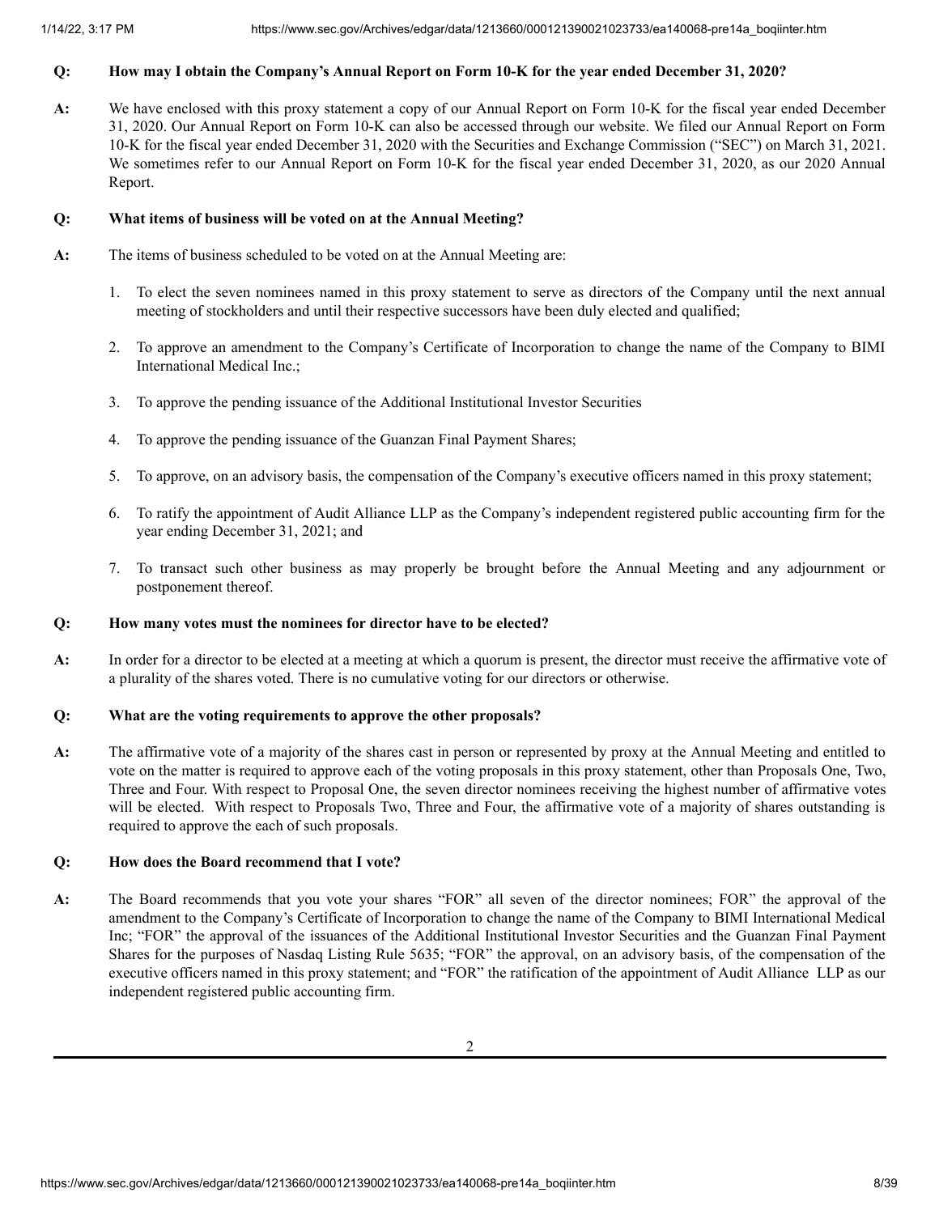**Q: How may I obtain the Company's Annual Report on Form 10-K for the year ended December 31, 2020?**

**A:** We have enclosed with this proxy statement a copy of our Annual Report on Form 10-K for the fiscal year ended December 31, 2020. Our Annual Report on Form 10-K can also be accessed through our website. We filed our Annual Report on Form 10-K for the fiscal year ended December 31, 2020 with the Securities and Exchange Commission ("SEC") on March 31, 2021. We sometimes refer to our Annual Report on Form 10-K for the fiscal year ended December 31, 2020, as our 2020 Annual Report.

**Q: What items of business will be voted on at the Annual Meeting?**

**A:** The items of business scheduled to be voted on at the Annual Meeting are:

1. To elect the seven nominees named in this proxy statement to serve as directors of the Company until the next annual meeting of stockholders and until their respective successors have been duly elected and qualified;
2. To approve an amendment to the Company's Certificate of Incorporation to change the name of the Company to BIMI International Medical Inc.;
3. To approve the pending issuance of the Additional Institutional Investor Securities
4. To approve the pending issuance of the Guanzan Final Payment Shares;
5. To approve, on an advisory basis, the compensation of the Company's executive officers named in this proxy statement;
6. To ratify the appointment of Audit Alliance LLP as the Company's independent registered public accounting firm for the year ending December 31, 2021; and
7. To transact such other business as may properly be brought before the Annual Meeting and any adjournment or postponement thereof.

**Q: How many votes must the nominees for director have to be elected?**

**A:** In order for a director to be elected at a meeting at which a quorum is present, the director must receive the affirmative vote of a plurality of the shares voted. There is no cumulative voting for our directors or otherwise.

**Q: What are the voting requirements to approve the other proposals?**

**A:** The affirmative vote of a majority of the shares cast in person or represented by proxy at the Annual Meeting and entitled to vote on the matter is required to approve each of the voting proposals in this proxy statement, other than Proposals One, Two, Three and Four. With respect to Proposal One, the seven director nominees receiving the highest number of affirmative votes will be elected. With respect to Proposals Two, Three and Four, the affirmative vote of a majority of shares outstanding is required to approve the each of such proposals.

**Q: How does the Board recommend that I vote?**

**A:** The Board recommends that you vote your shares "FOR" all seven of the director nominees; FOR" the approval of the amendment to the Company's Certificate of Incorporation to change the name of the Company to BIMI International Medical Inc; "FOR" the approval of the issuances of the Additional Institutional Investor Securities and the Guanzan Final Payment Shares for the purposes of Nasdaq Listing Rule 5635; "FOR" the approval, on an advisory basis, of the compensation of the executive officers named in this proxy statement; and "FOR" the ratification of the appointment of Audit Alliance LLP as our independent registered public accounting firm.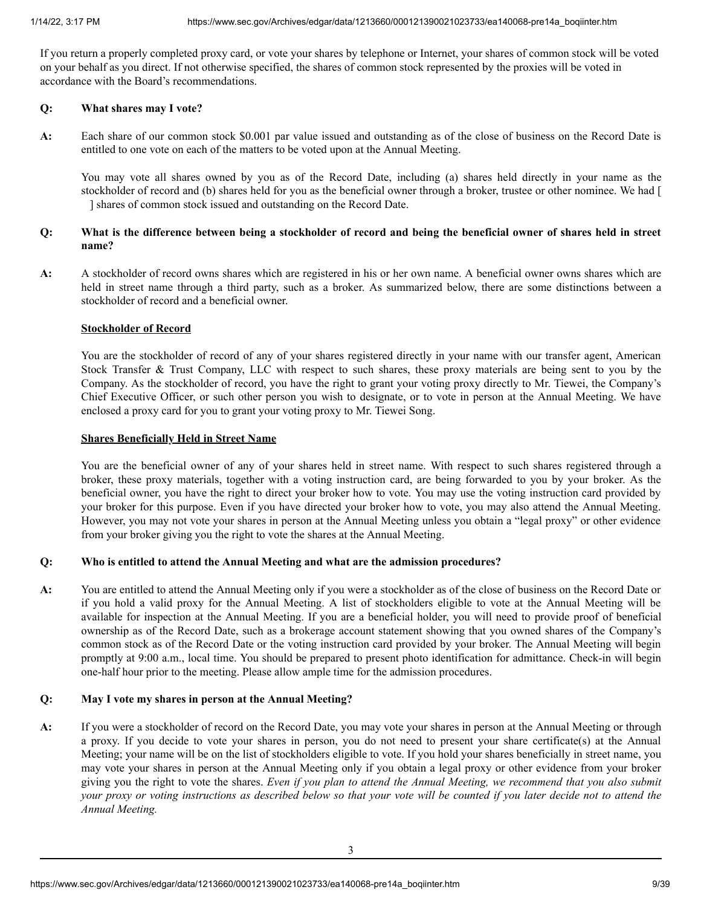If you return a properly completed proxy card, or vote your shares by telephone or Internet, your shares of common stock will be voted on your behalf as you direct. If not otherwise specified, the shares of common stock represented by the proxies will be voted in accordance with the Board's recommendations.

**Q: What shares may I vote?**

**A:** Each share of our common stock $0.001 par value issued and outstanding as of the close of business on the Record Date is entitled to one vote on each of the matters to be voted upon at the Annual Meeting.

You may vote all shares owned by you as of the Record Date, including (a) shares held directly in your name as the stockholder of record and (b) shares held for you as the beneficial owner through a broker, trustee or other nominee. We had [ ] shares of common stock issued and outstanding on the Record Date.

**Q: What is the difference between being a stockholder of record and being the beneficial owner of shares held in street name?**

**A:** A stockholder of record owns shares which are registered in his or her own name. A beneficial owner owns shares which are held in street name through a third party, such as a broker. As summarized below, there are some distinctions between a stockholder of record and a beneficial owner.

**Stockholder of Record**

You are the stockholder of record of any of your shares registered directly in your name with our transfer agent, American Stock Transfer & Trust Company, LLC with respect to such shares, these proxy materials are being sent to you by the Company. As the stockholder of record, you have the right to grant your voting proxy directly to Mr. Tiewei, the Company's Chief Executive Officer, or such other person you wish to designate, or to vote in person at the Annual Meeting. We have enclosed a proxy card for you to grant your voting proxy to Mr. Tiewei Song.

**Shares Beneficially Held in Street Name**

You are the beneficial owner of any of your shares held in street name. With respect to such shares registered through a broker, these proxy materials, together with a voting instruction card, are being forwarded to you by your broker. As the beneficial owner, you have the right to direct your broker how to vote. You may use the voting instruction card provided by your broker for this purpose. Even if you have directed your broker how to vote, you may also attend the Annual Meeting. However, you may not vote your shares in person at the Annual Meeting unless you obtain a "legal proxy" or other evidence from your broker giving you the right to vote the shares at the Annual Meeting.

**Q: Who is entitled to attend the Annual Meeting and what are the admission procedures?**

**A:** You are entitled to attend the Annual Meeting only if you were a stockholder as of the close of business on the Record Date or if you hold a valid proxy for the Annual Meeting. A list of stockholders eligible to vote at the Annual Meeting will be available for inspection at the Annual Meeting. If you are a beneficial holder, you will need to provide proof of beneficial ownership as of the Record Date, such as a brokerage account statement showing that you owned shares of the Company's common stock as of the Record Date or the voting instruction card provided by your broker. The Annual Meeting will begin promptly at 9:00 a.m., local time. You should be prepared to present photo identification for admittance. Check-in will begin one-half hour prior to the meeting. Please allow ample time for the admission procedures.

**Q: May I vote my shares in person at the Annual Meeting?**

**A:** If you were a stockholder of record on the Record Date, you may vote your shares in person at the Annual Meeting or through a proxy. If you decide to vote your shares in person, you do not need to present your share certificate(s) at the Annual Meeting; your name will be on the list of stockholders eligible to vote. If you hold your shares beneficially in street name, you may vote your shares in person at the Annual Meeting only if you obtain a legal proxy or other evidence from your broker giving you the right to vote the shares. *Even if you plan to attend the Annual Meeting, we recommend that you also submit your proxy or voting instructions as described below so that your vote will be counted if you later decide not to attend the Annual Meeting.*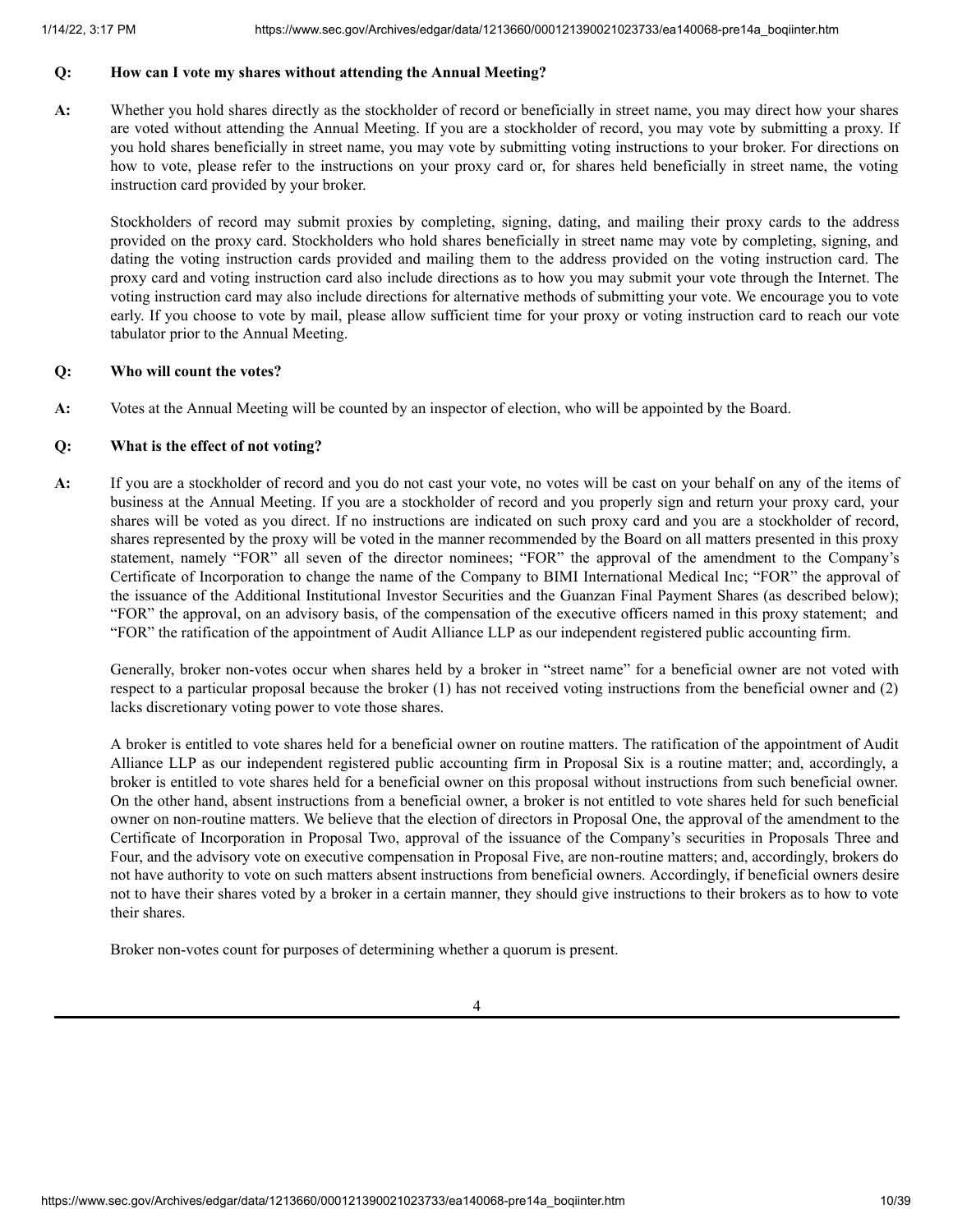**Q: How can I vote my shares without attending the Annual Meeting?**

**A:** Whether you hold shares directly as the stockholder of record or beneficially in street name, you may direct how your shares are voted without attending the Annual Meeting. If you are a stockholder of record, you may vote by submitting a proxy. If you hold shares beneficially in street name, you may vote by submitting voting instructions to your broker. For directions on how to vote, please refer to the instructions on your proxy card or, for shares held beneficially in street name, the voting instruction card provided by your broker.

Stockholders of record may submit proxies by completing, signing, dating, and mailing their proxy cards to the address provided on the proxy card. Stockholders who hold shares beneficially in street name may vote by completing, signing, and dating the voting instruction cards provided and mailing them to the address provided on the voting instruction card. The proxy card and voting instruction card also include directions as to how you may submit your vote through the Internet. The voting instruction card may also include directions for alternative methods of submitting your vote. We encourage you to vote early. If you choose to vote by mail, please allow sufficient time for your proxy or voting instruction card to reach our vote tabulator prior to the Annual Meeting.

**Q: Who will count the votes?**

**A:** Votes at the Annual Meeting will be counted by an inspector of election, who will be appointed by the Board.

**Q: What is the effect of not voting?**

**A:** If you are a stockholder of record and you do not cast your vote, no votes will be cast on your behalf on any of the items of business at the Annual Meeting. If you are a stockholder of record and you properly sign and return your proxy card, your shares will be voted as you direct. If no instructions are indicated on such proxy card and you are a stockholder of record, shares represented by the proxy will be voted in the manner recommended by the Board on all matters presented in this proxy statement, namely "FOR" all seven of the director nominees; "FOR" the approval of the amendment to the Company's Certificate of Incorporation to change the name of the Company to BIMI International Medical Inc; "FOR" the approval of the issuance of the Additional Institutional Investor Securities and the Guanzan Final Payment Shares (as described below); "FOR" the approval, on an advisory basis, of the compensation of the executive officers named in this proxy statement; and "FOR" the ratification of the appointment of Audit Alliance LLP as our independent registered public accounting firm.

Generally, broker non-votes occur when shares held by a broker in "street name" for a beneficial owner are not voted with respect to a particular proposal because the broker (1) has not received voting instructions from the beneficial owner and (2) lacks discretionary voting power to vote those shares.

A broker is entitled to vote shares held for a beneficial owner on routine matters. The ratification of the appointment of Audit Alliance LLP as our independent registered public accounting firm in Proposal Six is a routine matter; and, accordingly, a broker is entitled to vote shares held for a beneficial owner on this proposal without instructions from such beneficial owner. On the other hand, absent instructions from a beneficial owner, a broker is not entitled to vote shares held for such beneficial owner on non-routine matters. We believe that the election of directors in Proposal One, the approval of the amendment to the Certificate of Incorporation in Proposal Two, approval of the issuance of the Company's securities in Proposals Three and Four, and the advisory vote on executive compensation in Proposal Five, are non-routine matters; and, accordingly, brokers do not have authority to vote on such matters absent instructions from beneficial owners. Accordingly, if beneficial owners desire not to have their shares voted by a broker in a certain manner, they should give instructions to their brokers as to how to vote their shares.

Broker non-votes count for purposes of determining whether a quorum is present.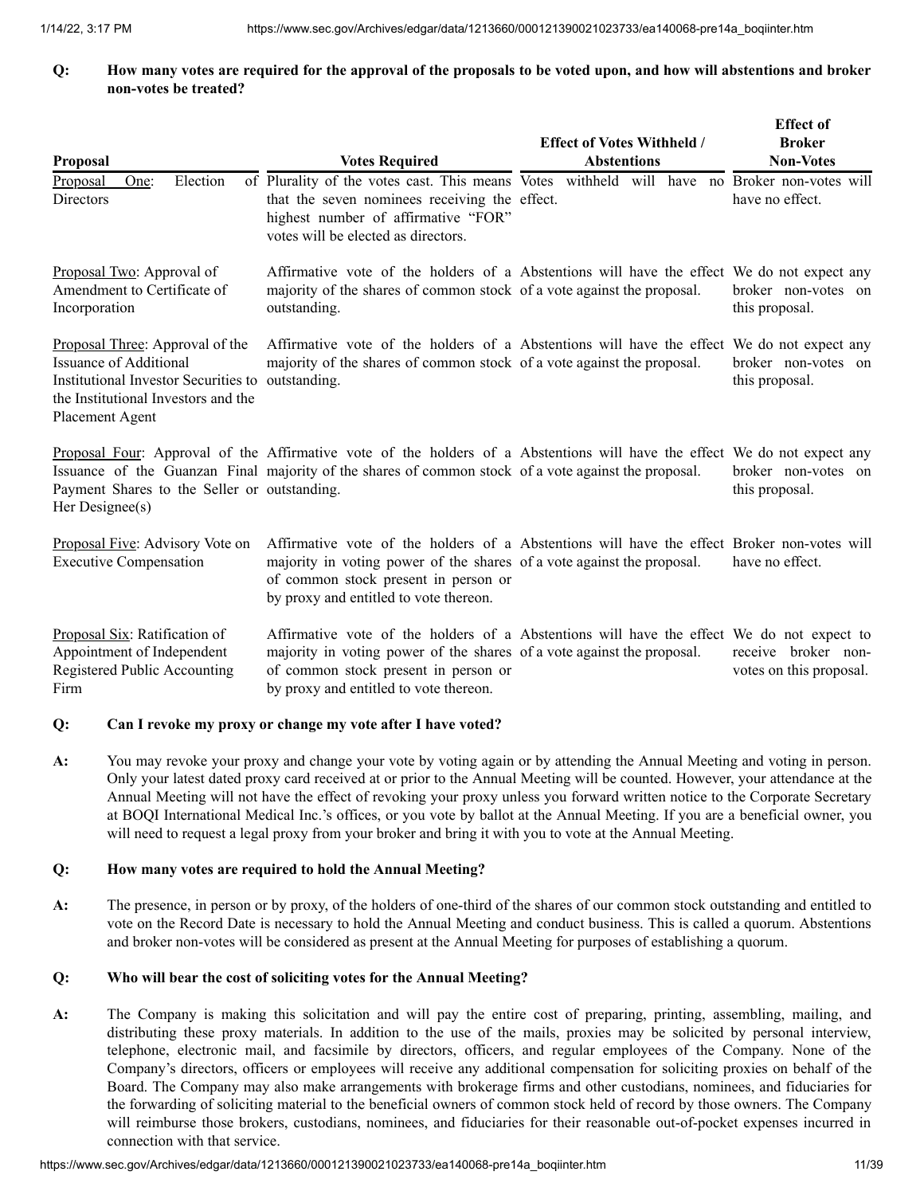**Q: How many votes are required for the approval of the proposals to be voted upon, and how will abstentions and broker non-votes be treated?**

| Proposal | Votes Required | Effect of Votes Withheld / Abstentions | Effect of Broker Non-Votes |
|---|---|---|---|
| Proposal One: Election of Directors | Plurality of the votes cast. This means that the seven nominees receiving the highest number of affirmative "FOR" votes will be elected as directors. | Votes withheld will have no effect. | Broker non-votes will have no effect. |
| Proposal Two: Approval of Amendment to Certificate of Incorporation | Affirmative vote of the holders of a majority of the shares of common stock outstanding. | Abstentions will have the effect of a vote against the proposal. | We do not expect any broker non-votes on this proposal. |
| Proposal Three: Approval of the Issuance of Additional Institutional Investor Securities to the Institutional Investors and the Placement Agent | Affirmative vote of the holders of a majority of the shares of common stock outstanding. | Abstentions will have the effect of a vote against the proposal. | We do not expect any broker non-votes on this proposal. |
| Proposal Four: Approval of the Issuance of the Guanzan Final Payment Shares to the Seller or Her Designee(s) | Affirmative vote of the holders of a majority of the shares of common stock outstanding. | Abstentions will have the effect of a vote against the proposal. | We do not expect any broker non-votes on this proposal. |
| Proposal Five: Advisory Vote on Executive Compensation | Affirmative vote of the holders of a majority in voting power of the shares of common stock present in person or by proxy and entitled to vote thereon. | Abstentions will have the effect of a vote against the proposal. | Broker non-votes will have no effect. |
| Proposal Six: Ratification of Appointment of Independent Registered Public Accounting Firm | Affirmative vote of the holders of a majority in voting power of the shares of common stock present in person or by proxy and entitled to vote thereon. | Abstentions will have the effect of a vote against the proposal. | We do not expect to receive broker non-votes on this proposal. |

**Q: Can I revoke my proxy or change my vote after I have voted?**

**A:** You may revoke your proxy and change your vote by voting again or by attending the Annual Meeting and voting in person. Only your latest dated proxy card received at or prior to the Annual Meeting will be counted. However, your attendance at the Annual Meeting will not have the effect of revoking your proxy unless you forward written notice to the Corporate Secretary at BOQI International Medical Inc.'s offices, or you vote by ballot at the Annual Meeting. If you are a beneficial owner, you will need to request a legal proxy from your broker and bring it with you to vote at the Annual Meeting.

**Q: How many votes are required to hold the Annual Meeting?**

**A:** The presence, in person or by proxy, of the holders of one-third of the shares of our common stock outstanding and entitled to vote on the Record Date is necessary to hold the Annual Meeting and conduct business. This is called a quorum. Abstentions and broker non-votes will be considered as present at the Annual Meeting for purposes of establishing a quorum.

**Q: Who will bear the cost of soliciting votes for the Annual Meeting?**

**A:** The Company is making this solicitation and will pay the entire cost of preparing, printing, assembling, mailing, and distributing these proxy materials. In addition to the use of the mails, proxies may be solicited by personal interview, telephone, electronic mail, and facsimile by directors, officers, and regular employees of the Company. None of the Company's directors, officers or employees will receive any additional compensation for soliciting proxies on behalf of the Board. The Company may also make arrangements with brokerage firms and other custodians, nominees, and fiduciaries for the forwarding of soliciting material to the beneficial owners of common stock held of record by those owners. The Company will reimburse those brokers, custodians, nominees, and fiduciaries for their reasonable out-of-pocket expenses incurred in connection with that service.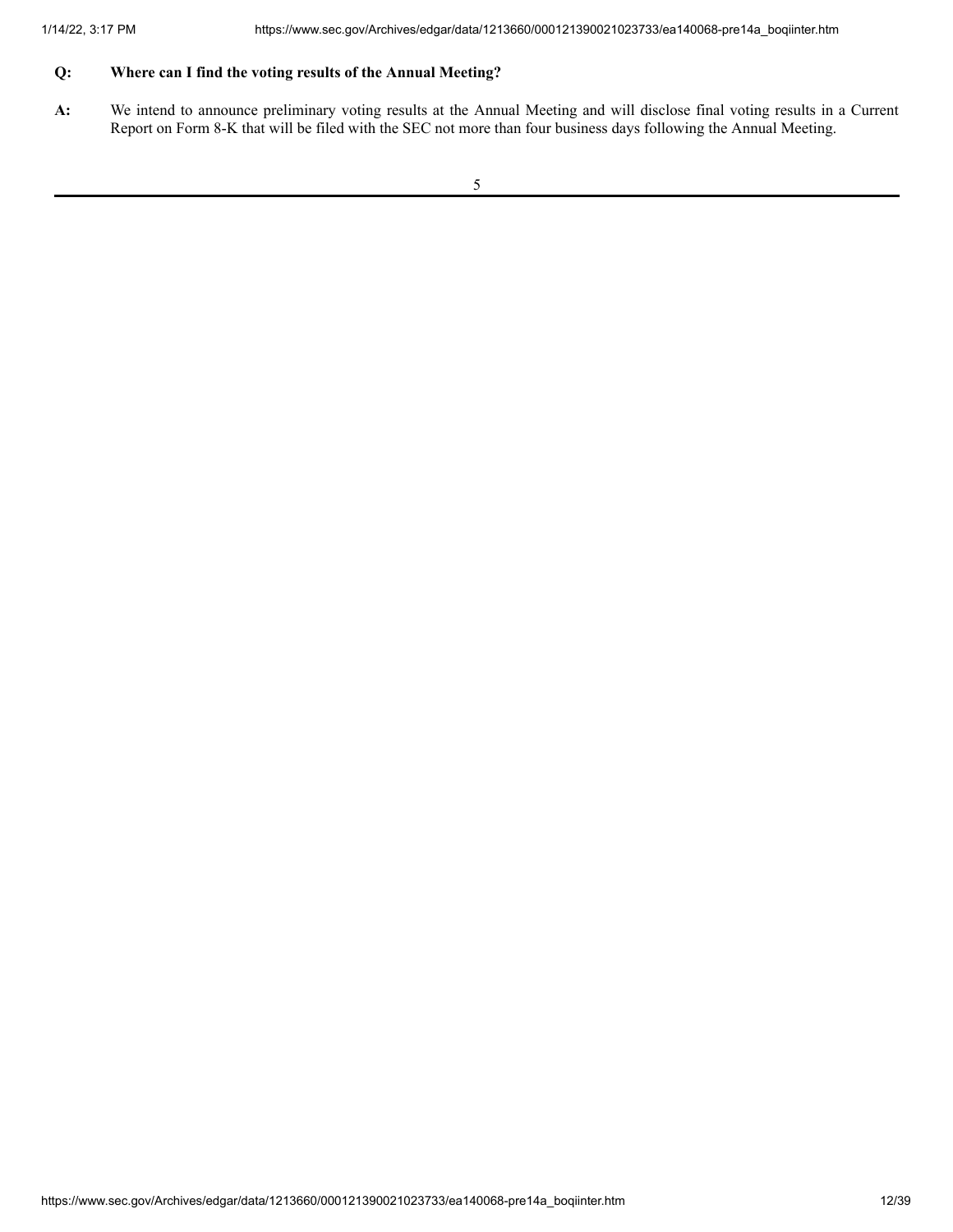**Q: Where can I find the voting results of the Annual Meeting?**

**A:** We intend to announce preliminary voting results at the Annual Meeting and will disclose final voting results in a Current Report on Form 8-K that will be filed with the SEC not more than four business days following the Annual Meeting.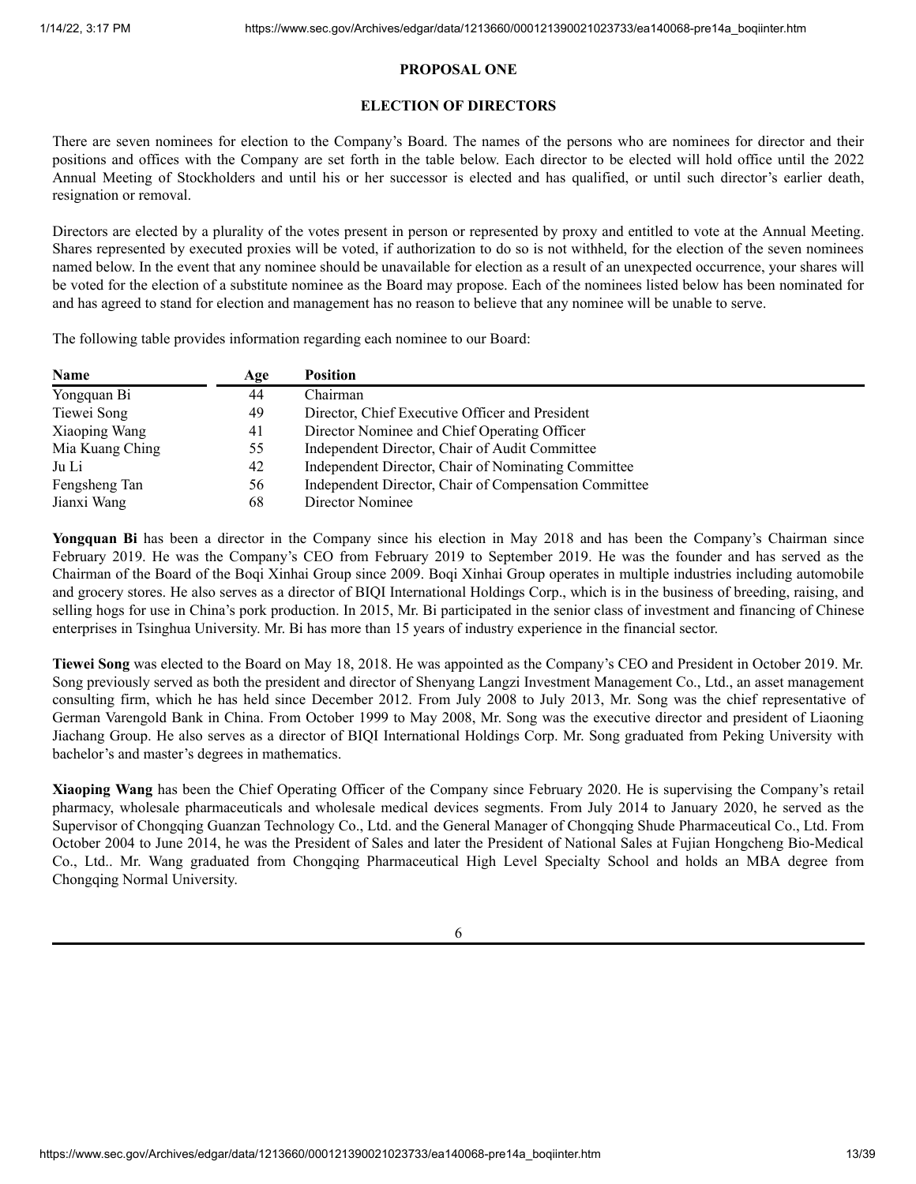## PROPOSAL ONE

## ELECTION OF DIRECTORS

There are seven nominees for election to the Company's Board. The names of the persons who are nominees for director and their positions and offices with the Company are set forth in the table below. Each director to be elected will hold office until the 2022 Annual Meeting of Stockholders and until his or her successor is elected and has qualified, or until such director's earlier death, resignation or removal.

Directors are elected by a plurality of the votes present in person or represented by proxy and entitled to vote at the Annual Meeting. Shares represented by executed proxies will be voted, if authorization to do so is not withheld, for the election of the seven nominees named below. In the event that any nominee should be unavailable for election as a result of an unexpected occurrence, your shares will be voted for the election of a substitute nominee as the Board may propose. Each of the nominees listed below has been nominated for and has agreed to stand for election and management has no reason to believe that any nominee will be unable to serve.

The following table provides information regarding each nominee to our Board:

| Name | Age | Position |
|---|---|---|
| Yongquan Bi | 44 | Chairman |
| Tiewei Song | 49 | Director, Chief Executive Officer and President |
| Xiaoping Wang | 41 | Director Nominee and Chief Operating Officer |
| Mia Kuang Ching | 55 | Independent Director, Chair of Audit Committee |
| Ju Li | 42 | Independent Director, Chair of Nominating Committee |
| Fengsheng Tan | 56 | Independent Director, Chair of Compensation Committee |
| Jianxi Wang | 68 | Director Nominee |

**Yongquan Bi** has been a director in the Company since his election in May 2018 and has been the Company's Chairman since February 2019. He was the Company's CEO from February 2019 to September 2019. He was the founder and has served as the Chairman of the Board of the Boqi Xinhai Group since 2009. Boqi Xinhai Group operates in multiple industries including automobile and grocery stores. He also serves as a director of BIQI International Holdings Corp., which is in the business of breeding, raising, and selling hogs for use in China's pork production. In 2015, Mr. Bi participated in the senior class of investment and financing of Chinese enterprises in Tsinghua University. Mr. Bi has more than 15 years of industry experience in the financial sector.

**Tiewei Song** was elected to the Board on May 18, 2018. He was appointed as the Company's CEO and President in October 2019. Mr. Song previously served as both the president and director of Shenyang Langzi Investment Management Co., Ltd., an asset management consulting firm, which he has held since December 2012. From July 2008 to July 2013, Mr. Song was the chief representative of German Varengold Bank in China. From October 1999 to May 2008, Mr. Song was the executive director and president of Liaoning Jiachang Group. He also serves as a director of BIQI International Holdings Corp. Mr. Song graduated from Peking University with bachelor's and master's degrees in mathematics.

**Xiaoping Wang** has been the Chief Operating Officer of the Company since February 2020. He is supervising the Company's retail pharmacy, wholesale pharmaceuticals and wholesale medical devices segments. From July 2014 to January 2020, he served as the Supervisor of Chongqing Guanzan Technology Co., Ltd. and the General Manager of Chongqing Shude Pharmaceutical Co., Ltd. From October 2004 to June 2014, he was the President of Sales and later the President of National Sales at Fujian Hongcheng Bio-Medical Co., Ltd.. Mr. Wang graduated from Chongqing Pharmaceutical High Level Specialty School and holds an MBA degree from Chongqing Normal University.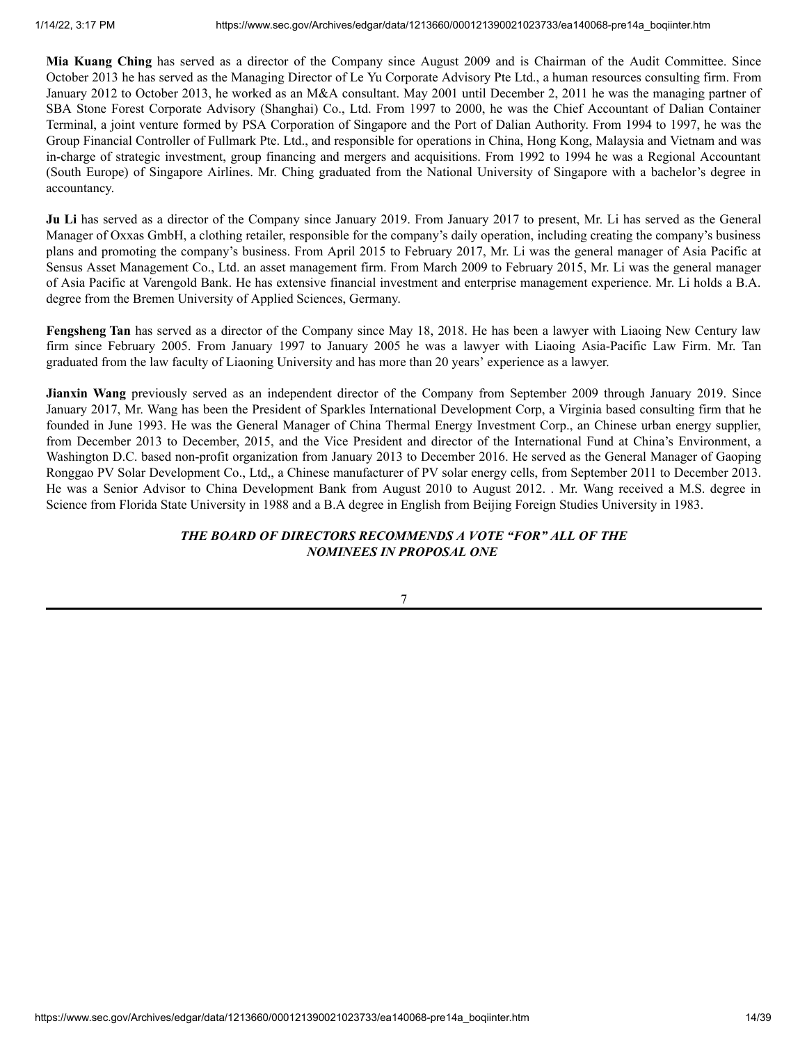**Mia Kuang Ching** has served as a director of the Company since August 2009 and is Chairman of the Audit Committee. Since October 2013 he has served as the Managing Director of Le Yu Corporate Advisory Pte Ltd., a human resources consulting firm. From January 2012 to October 2013, he worked as an M&A consultant. May 2001 until December 2, 2011 he was the managing partner of SBA Stone Forest Corporate Advisory (Shanghai) Co., Ltd. From 1997 to 2000, he was the Chief Accountant of Dalian Container Terminal, a joint venture formed by PSA Corporation of Singapore and the Port of Dalian Authority. From 1994 to 1997, he was the Group Financial Controller of Fullmark Pte. Ltd., and responsible for operations in China, Hong Kong, Malaysia and Vietnam and was in-charge of strategic investment, group financing and mergers and acquisitions. From 1992 to 1994 he was a Regional Accountant (South Europe) of Singapore Airlines. Mr. Ching graduated from the National University of Singapore with a bachelor's degree in accountancy.

**Ju Li** has served as a director of the Company since January 2019. From January 2017 to present, Mr. Li has served as the General Manager of Oxxas GmbH, a clothing retailer, responsible for the company's daily operation, including creating the company's business plans and promoting the company's business. From April 2015 to February 2017, Mr. Li was the general manager of Asia Pacific at Sensus Asset Management Co., Ltd. an asset management firm. From March 2009 to February 2015, Mr. Li was the general manager of Asia Pacific at Varengold Bank. He has extensive financial investment and enterprise management experience. Mr. Li holds a B.A. degree from the Bremen University of Applied Sciences, Germany.

**Fengsheng Tan** has served as a director of the Company since May 18, 2018. He has been a lawyer with Liaoing New Century law firm since February 2005. From January 1997 to January 2005 he was a lawyer with Liaoing Asia-Pacific Law Firm. Mr. Tan graduated from the law faculty of Liaoning University and has more than 20 years' experience as a lawyer.

**Jianxin Wang** previously served as an independent director of the Company from September 2009 through January 2019. Since January 2017, Mr. Wang has been the President of Sparkles International Development Corp, a Virginia based consulting firm that he founded in June 1993. He was the General Manager of China Thermal Energy Investment Corp., an Chinese urban energy supplier, from December 2013 to December, 2015, and the Vice President and director of the International Fund at China's Environment, a Washington D.C. based non-profit organization from January 2013 to December 2016. He served as the General Manager of Gaoping Ronggao PV Solar Development Co., Ltd,, a Chinese manufacturer of PV solar energy cells, from September 2011 to December 2013. He was a Senior Advisor to China Development Bank from August 2010 to August 2012. . Mr. Wang received a M.S. degree in Science from Florida State University in 1988 and a B.A degree in English from Beijing Foreign Studies University in 1983.

***THE BOARD OF DIRECTORS RECOMMENDS A VOTE "FOR" ALL OF THE NOMINEES IN PROPOSAL ONE***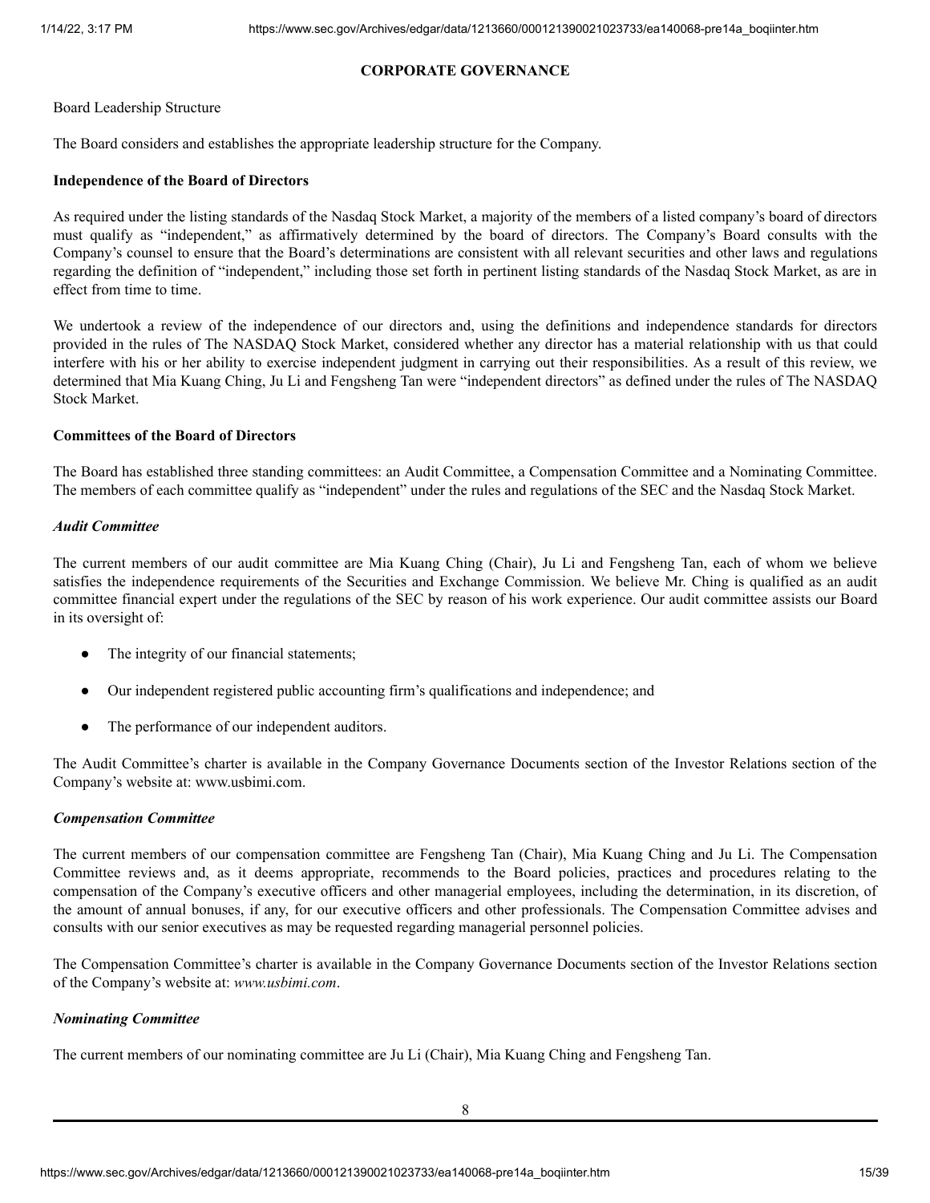## CORPORATE GOVERNANCE

Board Leadership Structure

The Board considers and establishes the appropriate leadership structure for the Company.

**Independence of the Board of Directors**

As required under the listing standards of the Nasdaq Stock Market, a majority of the members of a listed company's board of directors must qualify as "independent," as affirmatively determined by the board of directors. The Company's Board consults with the Company's counsel to ensure that the Board's determinations are consistent with all relevant securities and other laws and regulations regarding the definition of "independent," including those set forth in pertinent listing standards of the Nasdaq Stock Market, as are in effect from time to time.

We undertook a review of the independence of our directors and, using the definitions and independence standards for directors provided in the rules of The NASDAQ Stock Market, considered whether any director has a material relationship with us that could interfere with his or her ability to exercise independent judgment in carrying out their responsibilities. As a result of this review, we determined that Mia Kuang Ching, Ju Li and Fengsheng Tan were "independent directors" as defined under the rules of The NASDAQ Stock Market.

**Committees of the Board of Directors**

The Board has established three standing committees: an Audit Committee, a Compensation Committee and a Nominating Committee. The members of each committee qualify as "independent" under the rules and regulations of the SEC and the Nasdaq Stock Market.

***Audit Committee***

The current members of our audit committee are Mia Kuang Ching (Chair), Ju Li and Fengsheng Tan, each of whom we believe satisfies the independence requirements of the Securities and Exchange Commission. We believe Mr. Ching is qualified as an audit committee financial expert under the regulations of the SEC by reason of his work experience. Our audit committee assists our Board in its oversight of:

- The integrity of our financial statements;
- Our independent registered public accounting firm's qualifications and independence; and
- The performance of our independent auditors.

The Audit Committee's charter is available in the Company Governance Documents section of the Investor Relations section of the Company's website at: www.usbimi.com.

***Compensation Committee***

The current members of our compensation committee are Fengsheng Tan (Chair), Mia Kuang Ching and Ju Li. The Compensation Committee reviews and, as it deems appropriate, recommends to the Board policies, practices and procedures relating to the compensation of the Company's executive officers and other managerial employees, including the determination, in its discretion, of the amount of annual bonuses, if any, for our executive officers and other professionals. The Compensation Committee advises and consults with our senior executives as may be requested regarding managerial personnel policies.

The Compensation Committee's charter is available in the Company Governance Documents section of the Investor Relations section of the Company's website at: *www.usbimi.com*.

***Nominating Committee***

The current members of our nominating committee are Ju Li (Chair), Mia Kuang Ching and Fengsheng Tan.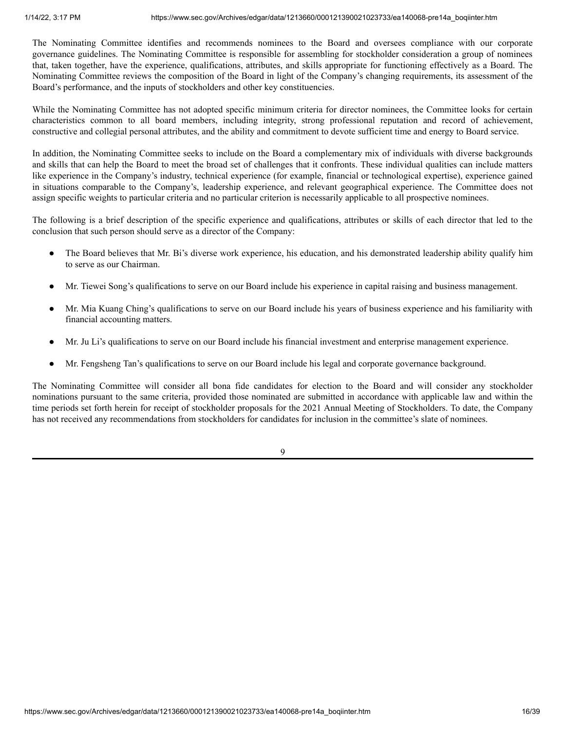The Nominating Committee identifies and recommends nominees to the Board and oversees compliance with our corporate governance guidelines. The Nominating Committee is responsible for assembling for stockholder consideration a group of nominees that, taken together, have the experience, qualifications, attributes, and skills appropriate for functioning effectively as a Board. The Nominating Committee reviews the composition of the Board in light of the Company's changing requirements, its assessment of the Board's performance, and the inputs of stockholders and other key constituencies.

While the Nominating Committee has not adopted specific minimum criteria for director nominees, the Committee looks for certain characteristics common to all board members, including integrity, strong professional reputation and record of achievement, constructive and collegial personal attributes, and the ability and commitment to devote sufficient time and energy to Board service.

In addition, the Nominating Committee seeks to include on the Board a complementary mix of individuals with diverse backgrounds and skills that can help the Board to meet the broad set of challenges that it confronts. These individual qualities can include matters like experience in the Company's industry, technical experience (for example, financial or technological expertise), experience gained in situations comparable to the Company's, leadership experience, and relevant geographical experience. The Committee does not assign specific weights to particular criteria and no particular criterion is necessarily applicable to all prospective nominees.

The following is a brief description of the specific experience and qualifications, attributes or skills of each director that led to the conclusion that such person should serve as a director of the Company:

- The Board believes that Mr. Bi's diverse work experience, his education, and his demonstrated leadership ability qualify him to serve as our Chairman.
- Mr. Tiewei Song's qualifications to serve on our Board include his experience in capital raising and business management.
- Mr. Mia Kuang Ching's qualifications to serve on our Board include his years of business experience and his familiarity with financial accounting matters.
- Mr. Ju Li's qualifications to serve on our Board include his financial investment and enterprise management experience.
- Mr. Fengsheng Tan's qualifications to serve on our Board include his legal and corporate governance background.

The Nominating Committee will consider all bona fide candidates for election to the Board and will consider any stockholder nominations pursuant to the same criteria, provided those nominated are submitted in accordance with applicable law and within the time periods set forth herein for receipt of stockholder proposals for the 2021 Annual Meeting of Stockholders. To date, the Company has not received any recommendations from stockholders for candidates for inclusion in the committee's slate of nominees.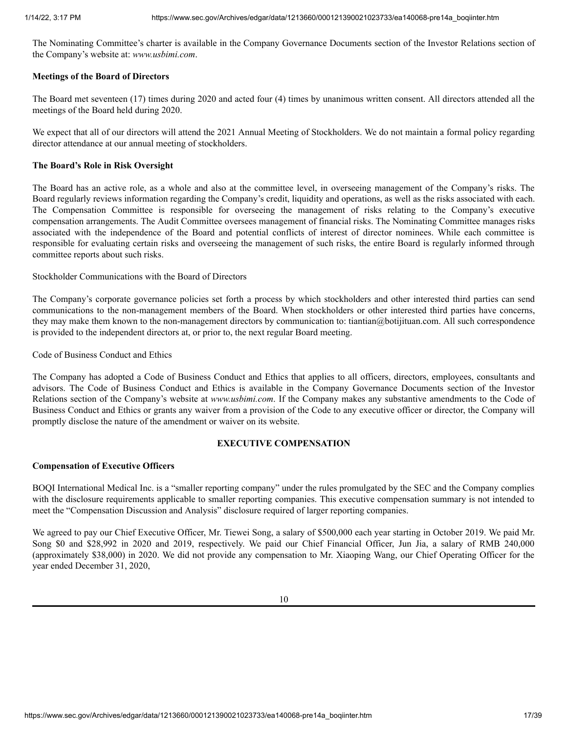The Nominating Committee's charter is available in the Company Governance Documents section of the Investor Relations section of the Company's website at: *www.usbimi.com*.

**Meetings of the Board of Directors**

The Board met seventeen (17) times during 2020 and acted four (4) times by unanimous written consent. All directors attended all the meetings of the Board held during 2020.

We expect that all of our directors will attend the 2021 Annual Meeting of Stockholders. We do not maintain a formal policy regarding director attendance at our annual meeting of stockholders.

**The Board's Role in Risk Oversight**

The Board has an active role, as a whole and also at the committee level, in overseeing management of the Company's risks. The Board regularly reviews information regarding the Company's credit, liquidity and operations, as well as the risks associated with each. The Compensation Committee is responsible for overseeing the management of risks relating to the Company's executive compensation arrangements. The Audit Committee oversees management of financial risks. The Nominating Committee manages risks associated with the independence of the Board and potential conflicts of interest of director nominees. While each committee is responsible for evaluating certain risks and overseeing the management of such risks, the entire Board is regularly informed through committee reports about such risks.

Stockholder Communications with the Board of Directors

The Company's corporate governance policies set forth a process by which stockholders and other interested third parties can send communications to the non-management members of the Board. When stockholders or other interested third parties have concerns, they may make them known to the non-management directors by communication to: tiantian@botijituan.com. All such correspondence is provided to the independent directors at, or prior to, the next regular Board meeting.

Code of Business Conduct and Ethics

The Company has adopted a Code of Business Conduct and Ethics that applies to all officers, directors, employees, consultants and advisors. The Code of Business Conduct and Ethics is available in the Company Governance Documents section of the Investor Relations section of the Company's website at *www.usbimi.com*. If the Company makes any substantive amendments to the Code of Business Conduct and Ethics or grants any waiver from a provision of the Code to any executive officer or director, the Company will promptly disclose the nature of the amendment or waiver on its website.

## EXECUTIVE COMPENSATION

**Compensation of Executive Officers**

BOQI International Medical Inc. is a "smaller reporting company" under the rules promulgated by the SEC and the Company complies with the disclosure requirements applicable to smaller reporting companies. This executive compensation summary is not intended to meet the "Compensation Discussion and Analysis" disclosure required of larger reporting companies.

We agreed to pay our Chief Executive Officer, Mr. Tiewei Song, a salary of $500,000 each year starting in October 2019. We paid Mr. Song $0 and $28,992 in 2020 and 2019, respectively. We paid our Chief Financial Officer, Jun Jia, a salary of RMB 240,000 (approximately $38,000) in 2020. We did not provide any compensation to Mr. Xiaoping Wang, our Chief Operating Officer for the year ended December 31, 2020,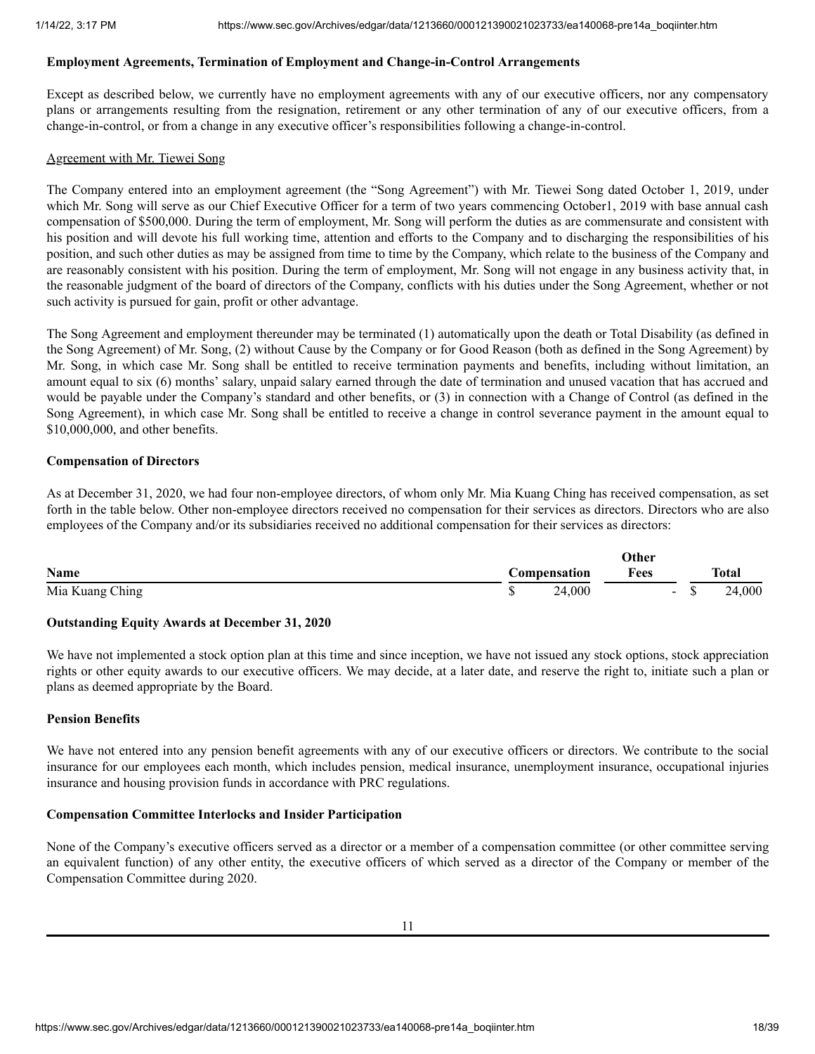**Employment Agreements, Termination of Employment and Change-in-Control Arrangements**

Except as described below, we currently have no employment agreements with any of our executive officers, nor any compensatory plans or arrangements resulting from the resignation, retirement or any other termination of any of our executive officers, from a change-in-control, or from a change in any executive officer's responsibilities following a change-in-control.

Agreement with Mr. Tiewei Song

The Company entered into an employment agreement (the "Song Agreement") with Mr. Tiewei Song dated October 1, 2019, under which Mr. Song will serve as our Chief Executive Officer for a term of two years commencing October1, 2019 with base annual cash compensation of $500,000. During the term of employment, Mr. Song will perform the duties as are commensurate and consistent with his position and will devote his full working time, attention and efforts to the Company and to discharging the responsibilities of his position, and such other duties as may be assigned from time to time by the Company, which relate to the business of the Company and are reasonably consistent with his position. During the term of employment, Mr. Song will not engage in any business activity that, in the reasonable judgment of the board of directors of the Company, conflicts with his duties under the Song Agreement, whether or not such activity is pursued for gain, profit or other advantage.

The Song Agreement and employment thereunder may be terminated (1) automatically upon the death or Total Disability (as defined in the Song Agreement) of Mr. Song, (2) without Cause by the Company or for Good Reason (both as defined in the Song Agreement) by Mr. Song, in which case Mr. Song shall be entitled to receive termination payments and benefits, including without limitation, an amount equal to six (6) months' salary, unpaid salary earned through the date of termination and unused vacation that has accrued and would be payable under the Company's standard and other benefits, or (3) in connection with a Change of Control (as defined in the Song Agreement), in which case Mr. Song shall be entitled to receive a change in control severance payment in the amount equal to $10,000,000, and other benefits.

**Compensation of Directors**

As at December 31, 2020, we had four non-employee directors, of whom only Mr. Mia Kuang Ching has received compensation, as set forth in the table below. Other non-employee directors received no compensation for their services as directors. Directors who are also employees of the Company and/or its subsidiaries received no additional compensation for their services as directors:

| Name | Compensation | Other Fees | Total |
|---|---|---|---|
| Mia Kuang Ching | $ 24,000 | - | $ 24,000 |

**Outstanding Equity Awards at December 31, 2020**

We have not implemented a stock option plan at this time and since inception, we have not issued any stock options, stock appreciation rights or other equity awards to our executive officers. We may decide, at a later date, and reserve the right to, initiate such a plan or plans as deemed appropriate by the Board.

**Pension Benefits**

We have not entered into any pension benefit agreements with any of our executive officers or directors. We contribute to the social insurance for our employees each month, which includes pension, medical insurance, unemployment insurance, occupational injuries insurance and housing provision funds in accordance with PRC regulations.

**Compensation Committee Interlocks and Insider Participation**

None of the Company's executive officers served as a director or a member of a compensation committee (or other committee serving an equivalent function) of any other entity, the executive officers of which served as a director of the Company or member of the Compensation Committee during 2020.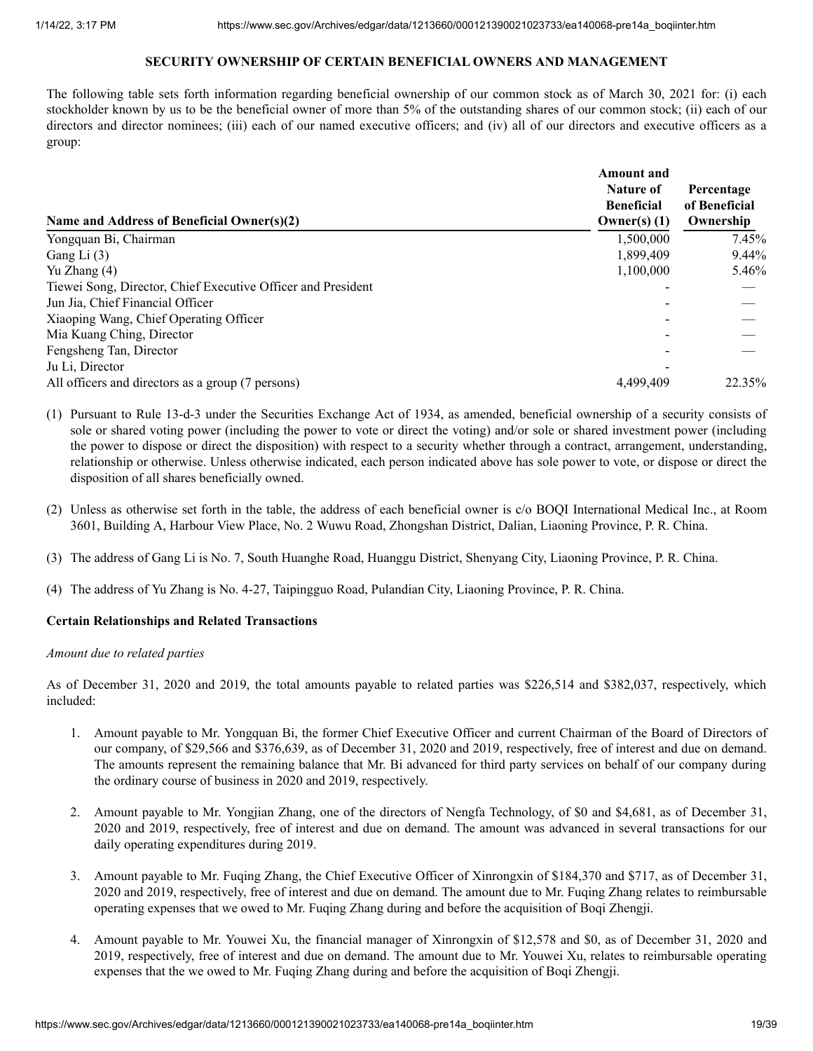## SECURITY OWNERSHIP OF CERTAIN BENEFICIAL OWNERS AND MANAGEMENT

The following table sets forth information regarding beneficial ownership of our common stock as of March 30, 2021 for: (i) each stockholder known by us to be the beneficial owner of more than 5% of the outstanding shares of our common stock; (ii) each of our directors and director nominees; (iii) each of our named executive officers; and (iv) all of our directors and executive officers as a group:

| Name and Address of Beneficial Owner(s)(2) | Amount and Nature of Beneficial Owner(s) (1) | Percentage of Beneficial Ownership |
|---|---|---|
| Yongquan Bi, Chairman | 1,500,000 | 7.45% |
| Gang Li (3) | 1,899,409 | 9.44% |
| Yu Zhang (4) | 1,100,000 | 5.46% |
| Tiewei Song, Director, Chief Executive Officer and President | - | — |
| Jun Jia, Chief Financial Officer | - | — |
| Xiaoping Wang, Chief Operating Officer | - | — |
| Mia Kuang Ching, Director | - | — |
| Fengsheng Tan, Director | - | — |
| Ju Li, Director | - | |
| All officers and directors as a group (7 persons) | 4,499,409 | 22.35% |

(1) Pursuant to Rule 13-d-3 under the Securities Exchange Act of 1934, as amended, beneficial ownership of a security consists of sole or shared voting power (including the power to vote or direct the voting) and/or sole or shared investment power (including the power to dispose or direct the disposition) with respect to a security whether through a contract, arrangement, understanding, relationship or otherwise. Unless otherwise indicated, each person indicated above has sole power to vote, or dispose or direct the disposition of all shares beneficially owned.

(2) Unless as otherwise set forth in the table, the address of each beneficial owner is c/o BOQI International Medical Inc., at Room 3601, Building A, Harbour View Place, No. 2 Wuwu Road, Zhongshan District, Dalian, Liaoning Province, P. R. China.

(3) The address of Gang Li is No. 7, South Huanghe Road, Huanggu District, Shenyang City, Liaoning Province, P. R. China.

(4) The address of Yu Zhang is No. 4-27, Taipingguo Road, Pulandian City, Liaoning Province, P. R. China.

**Certain Relationships and Related Transactions**

*Amount due to related parties*

As of December 31, 2020 and 2019, the total amounts payable to related parties was $226,514 and $382,037, respectively, which included:

1. Amount payable to Mr. Yongquan Bi, the former Chief Executive Officer and current Chairman of the Board of Directors of our company, of $29,566 and $376,639, as of December 31, 2020 and 2019, respectively, free of interest and due on demand. The amounts represent the remaining balance that Mr. Bi advanced for third party services on behalf of our company during the ordinary course of business in 2020 and 2019, respectively.

2. Amount payable to Mr. Yongjian Zhang, one of the directors of Nengfa Technology, of $0 and $4,681, as of December 31, 2020 and 2019, respectively, free of interest and due on demand. The amount was advanced in several transactions for our daily operating expenditures during 2019.

3. Amount payable to Mr. Fuqing Zhang, the Chief Executive Officer of Xinrongxin of $184,370 and $717, as of December 31, 2020 and 2019, respectively, free of interest and due on demand. The amount due to Mr. Fuqing Zhang relates to reimbursable operating expenses that we owed to Mr. Fuqing Zhang during and before the acquisition of Boqi Zhengji.

4. Amount payable to Mr. Youwei Xu, the financial manager of Xinrongxin of $12,578 and $0, as of December 31, 2020 and 2019, respectively, free of interest and due on demand. The amount due to Mr. Youwei Xu, relates to reimbursable operating expenses that the we owed to Mr. Fuqing Zhang during and before the acquisition of Boqi Zhengji.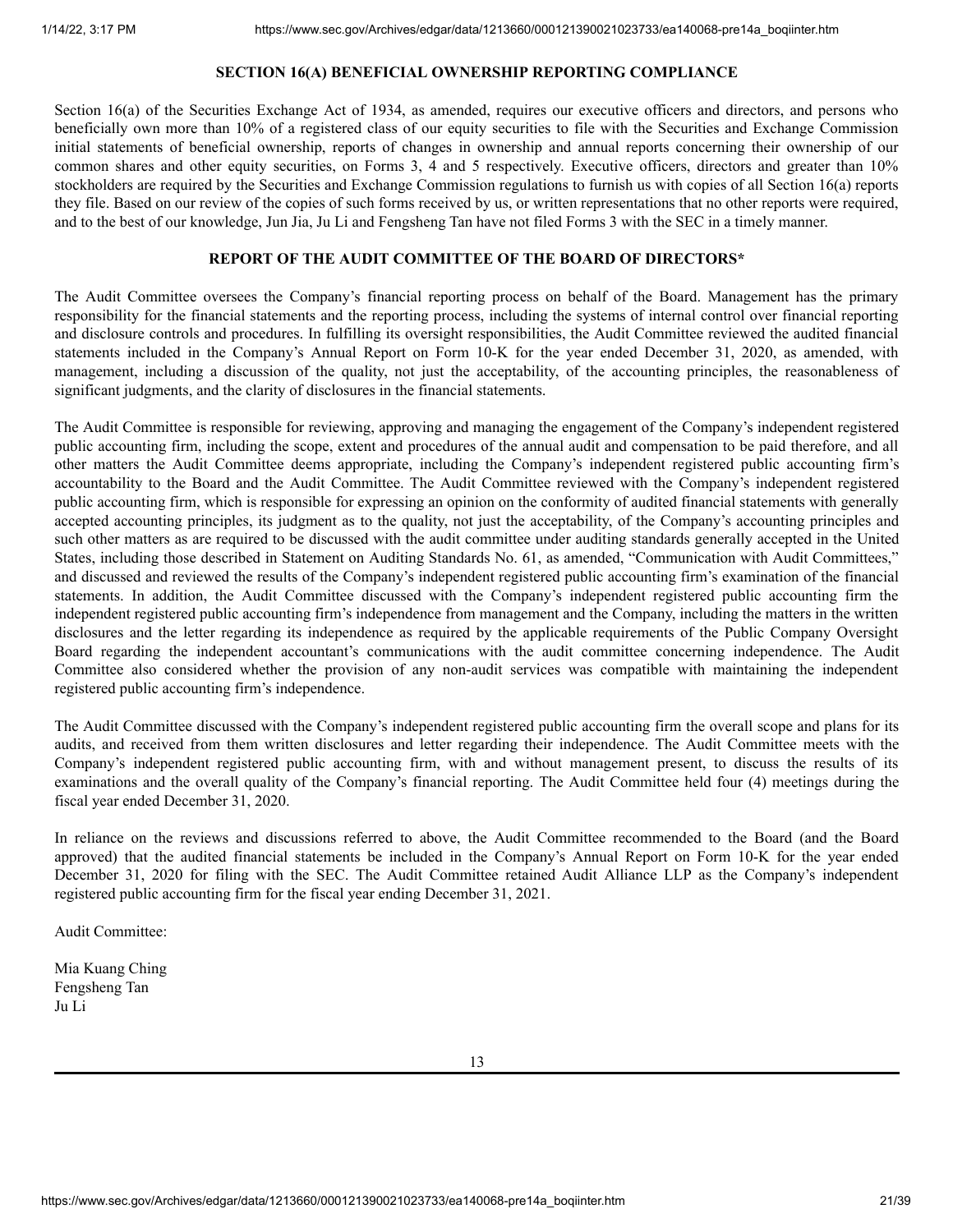## SECTION 16(A) BENEFICIAL OWNERSHIP REPORTING COMPLIANCE

Section 16(a) of the Securities Exchange Act of 1934, as amended, requires our executive officers and directors, and persons who beneficially own more than 10% of a registered class of our equity securities to file with the Securities and Exchange Commission initial statements of beneficial ownership, reports of changes in ownership and annual reports concerning their ownership of our common shares and other equity securities, on Forms 3, 4 and 5 respectively. Executive officers, directors and greater than 10% stockholders are required by the Securities and Exchange Commission regulations to furnish us with copies of all Section 16(a) reports they file. Based on our review of the copies of such forms received by us, or written representations that no other reports were required, and to the best of our knowledge, Jun Jia, Ju Li and Fengsheng Tan have not filed Forms 3 with the SEC in a timely manner.

## REPORT OF THE AUDIT COMMITTEE OF THE BOARD OF DIRECTORS*

The Audit Committee oversees the Company's financial reporting process on behalf of the Board. Management has the primary responsibility for the financial statements and the reporting process, including the systems of internal control over financial reporting and disclosure controls and procedures. In fulfilling its oversight responsibilities, the Audit Committee reviewed the audited financial statements included in the Company's Annual Report on Form 10-K for the year ended December 31, 2020, as amended, with management, including a discussion of the quality, not just the acceptability, of the accounting principles, the reasonableness of significant judgments, and the clarity of disclosures in the financial statements.

The Audit Committee is responsible for reviewing, approving and managing the engagement of the Company's independent registered public accounting firm, including the scope, extent and procedures of the annual audit and compensation to be paid therefore, and all other matters the Audit Committee deems appropriate, including the Company's independent registered public accounting firm's accountability to the Board and the Audit Committee. The Audit Committee reviewed with the Company's independent registered public accounting firm, which is responsible for expressing an opinion on the conformity of audited financial statements with generally accepted accounting principles, its judgment as to the quality, not just the acceptability, of the Company's accounting principles and such other matters as are required to be discussed with the audit committee under auditing standards generally accepted in the United States, including those described in Statement on Auditing Standards No. 61, as amended, "Communication with Audit Committees," and discussed and reviewed the results of the Company's independent registered public accounting firm's examination of the financial statements. In addition, the Audit Committee discussed with the Company's independent registered public accounting firm the independent registered public accounting firm's independence from management and the Company, including the matters in the written disclosures and the letter regarding its independence as required by the applicable requirements of the Public Company Oversight Board regarding the independent accountant's communications with the audit committee concerning independence. The Audit Committee also considered whether the provision of any non-audit services was compatible with maintaining the independent registered public accounting firm's independence.

The Audit Committee discussed with the Company's independent registered public accounting firm the overall scope and plans for its audits, and received from them written disclosures and letter regarding their independence. The Audit Committee meets with the Company's independent registered public accounting firm, with and without management present, to discuss the results of its examinations and the overall quality of the Company's financial reporting. The Audit Committee held four (4) meetings during the fiscal year ended December 31, 2020.

In reliance on the reviews and discussions referred to above, the Audit Committee recommended to the Board (and the Board approved) that the audited financial statements be included in the Company's Annual Report on Form 10-K for the year ended December 31, 2020 for filing with the SEC. The Audit Committee retained Audit Alliance LLP as the Company's independent registered public accounting firm for the fiscal year ending December 31, 2021.

Audit Committee:

Mia Kuang Ching
Fengsheng Tan
Ju Li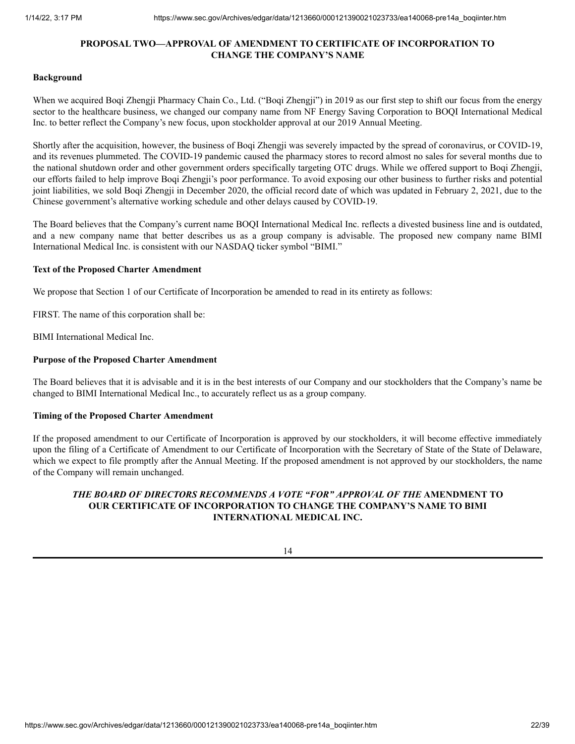## PROPOSAL TWO—APPROVAL OF AMENDMENT TO CERTIFICATE OF INCORPORATION TO CHANGE THE COMPANY'S NAME

**Background**

When we acquired Boqi Zhengji Pharmacy Chain Co., Ltd. ("Boqi Zhengji") in 2019 as our first step to shift our focus from the energy sector to the healthcare business, we changed our company name from NF Energy Saving Corporation to BOQI International Medical Inc. to better reflect the Company's new focus, upon stockholder approval at our 2019 Annual Meeting.

Shortly after the acquisition, however, the business of Boqi Zhengji was severely impacted by the spread of coronavirus, or COVID-19, and its revenues plummeted. The COVID-19 pandemic caused the pharmacy stores to record almost no sales for several months due to the national shutdown order and other government orders specifically targeting OTC drugs. While we offered support to Boqi Zhengji, our efforts failed to help improve Boqi Zhengji's poor performance. To avoid exposing our other business to further risks and potential joint liabilities, we sold Boqi Zhengji in December 2020, the official record date of which was updated in February 2, 2021, due to the Chinese government's alternative working schedule and other delays caused by COVID-19.

The Board believes that the Company's current name BOQI International Medical Inc. reflects a divested business line and is outdated, and a new company name that better describes us as a group company is advisable. The proposed new company name BIMI International Medical Inc. is consistent with our NASDAQ ticker symbol "BIMI."

**Text of the Proposed Charter Amendment**

We propose that Section 1 of our Certificate of Incorporation be amended to read in its entirety as follows:

FIRST. The name of this corporation shall be:

BIMI International Medical Inc.

**Purpose of the Proposed Charter Amendment**

The Board believes that it is advisable and it is in the best interests of our Company and our stockholders that the Company's name be changed to BIMI International Medical Inc., to accurately reflect us as a group company.

**Timing of the Proposed Charter Amendment**

If the proposed amendment to our Certificate of Incorporation is approved by our stockholders, it will become effective immediately upon the filing of a Certificate of Amendment to our Certificate of Incorporation with the Secretary of State of the State of Delaware, which we expect to file promptly after the Annual Meeting. If the proposed amendment is not approved by our stockholders, the name of the Company will remain unchanged.

***THE BOARD OF DIRECTORS RECOMMENDS A VOTE "FOR" APPROVAL OF THE* AMENDMENT TO OUR CERTIFICATE OF INCORPORATION TO CHANGE THE COMPANY'S NAME TO BIMI INTERNATIONAL MEDICAL INC.**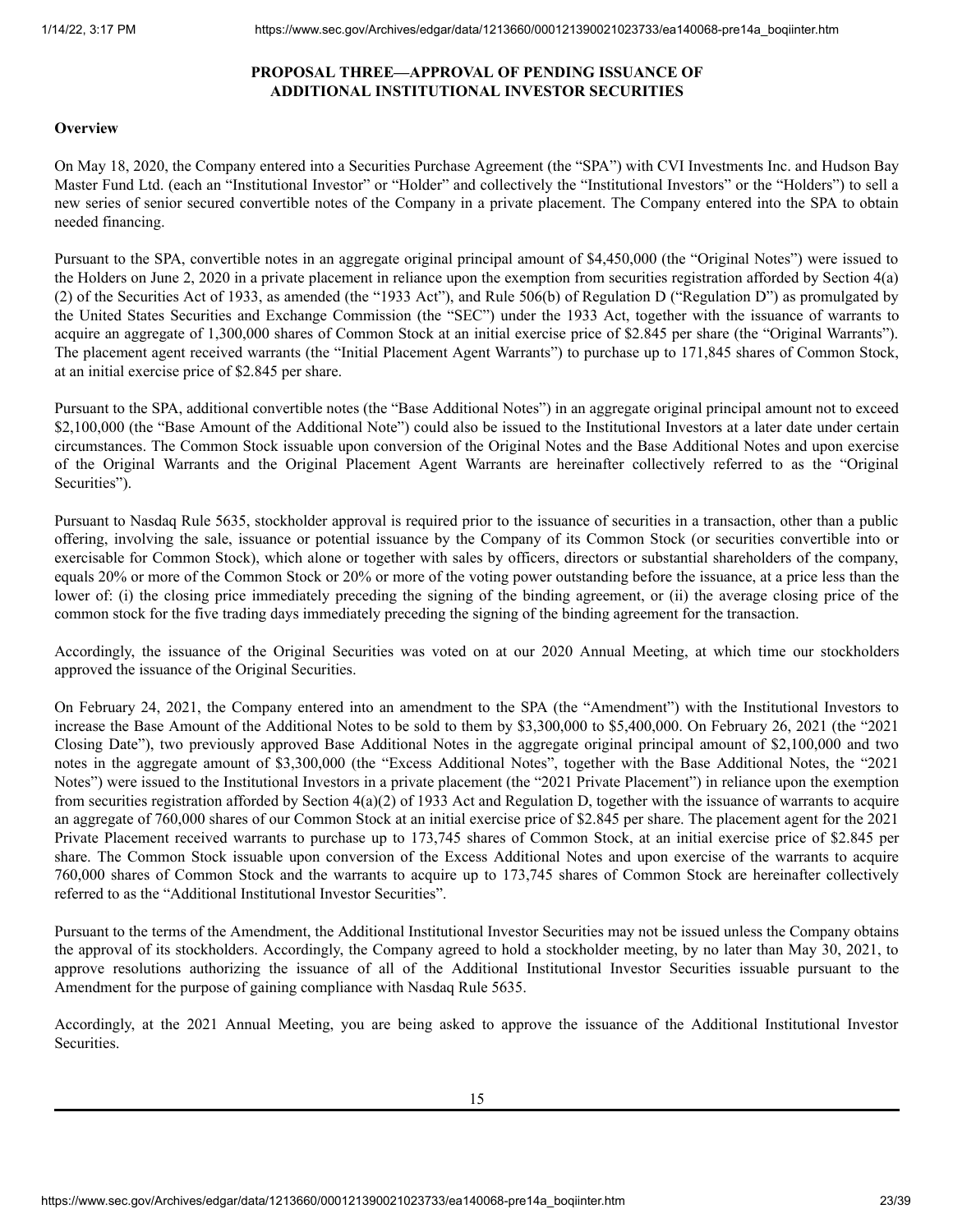## PROPOSAL THREE—APPROVAL OF PENDING ISSUANCE OF ADDITIONAL INSTITUTIONAL INVESTOR SECURITIES

### Overview

On May 18, 2020, the Company entered into a Securities Purchase Agreement (the "SPA") with CVI Investments Inc. and Hudson Bay Master Fund Ltd. (each an "Institutional Investor" or "Holder" and collectively the "Institutional Investors" or the "Holders") to sell a new series of senior secured convertible notes of the Company in a private placement. The Company entered into the SPA to obtain needed financing.

Pursuant to the SPA, convertible notes in an aggregate original principal amount of $4,450,000 (the "Original Notes") were issued to the Holders on June 2, 2020 in a private placement in reliance upon the exemption from securities registration afforded by Section 4(a)(2) of the Securities Act of 1933, as amended (the "1933 Act"), and Rule 506(b) of Regulation D ("Regulation D") as promulgated by the United States Securities and Exchange Commission (the "SEC") under the 1933 Act, together with the issuance of warrants to acquire an aggregate of 1,300,000 shares of Common Stock at an initial exercise price of $2.845 per share (the "Original Warrants"). The placement agent received warrants (the "Initial Placement Agent Warrants") to purchase up to 171,845 shares of Common Stock, at an initial exercise price of $2.845 per share.

Pursuant to the SPA, additional convertible notes (the "Base Additional Notes") in an aggregate original principal amount not to exceed $2,100,000 (the "Base Amount of the Additional Note") could also be issued to the Institutional Investors at a later date under certain circumstances. The Common Stock issuable upon conversion of the Original Notes and the Base Additional Notes and upon exercise of the Original Warrants and the Original Placement Agent Warrants are hereinafter collectively referred to as the "Original Securities").

Pursuant to Nasdaq Rule 5635, stockholder approval is required prior to the issuance of securities in a transaction, other than a public offering, involving the sale, issuance or potential issuance by the Company of its Common Stock (or securities convertible into or exercisable for Common Stock), which alone or together with sales by officers, directors or substantial shareholders of the company, equals 20% or more of the Common Stock or 20% or more of the voting power outstanding before the issuance, at a price less than the lower of: (i) the closing price immediately preceding the signing of the binding agreement, or (ii) the average closing price of the common stock for the five trading days immediately preceding the signing of the binding agreement for the transaction.

Accordingly, the issuance of the Original Securities was voted on at our 2020 Annual Meeting, at which time our stockholders approved the issuance of the Original Securities.

On February 24, 2021, the Company entered into an amendment to the SPA (the "Amendment") with the Institutional Investors to increase the Base Amount of the Additional Notes to be sold to them by $3,300,000 to $5,400,000. On February 26, 2021 (the "2021 Closing Date"), two previously approved Base Additional Notes in the aggregate original principal amount of $2,100,000 and two notes in the aggregate amount of $3,300,000 (the "Excess Additional Notes", together with the Base Additional Notes, the "2021 Notes") were issued to the Institutional Investors in a private placement (the "2021 Private Placement") in reliance upon the exemption from securities registration afforded by Section 4(a)(2) of 1933 Act and Regulation D, together with the issuance of warrants to acquire an aggregate of 760,000 shares of our Common Stock at an initial exercise price of $2.845 per share. The placement agent for the 2021 Private Placement received warrants to purchase up to 173,745 shares of Common Stock, at an initial exercise price of $2.845 per share. The Common Stock issuable upon conversion of the Excess Additional Notes and upon exercise of the warrants to acquire 760,000 shares of Common Stock and the warrants to acquire up to 173,745 shares of Common Stock are hereinafter collectively referred to as the "Additional Institutional Investor Securities".

Pursuant to the terms of the Amendment, the Additional Institutional Investor Securities may not be issued unless the Company obtains the approval of its stockholders. Accordingly, the Company agreed to hold a stockholder meeting, by no later than May 30, 2021, to approve resolutions authorizing the issuance of all of the Additional Institutional Investor Securities issuable pursuant to the Amendment for the purpose of gaining compliance with Nasdaq Rule 5635.

Accordingly, at the 2021 Annual Meeting, you are being asked to approve the issuance of the Additional Institutional Investor Securities.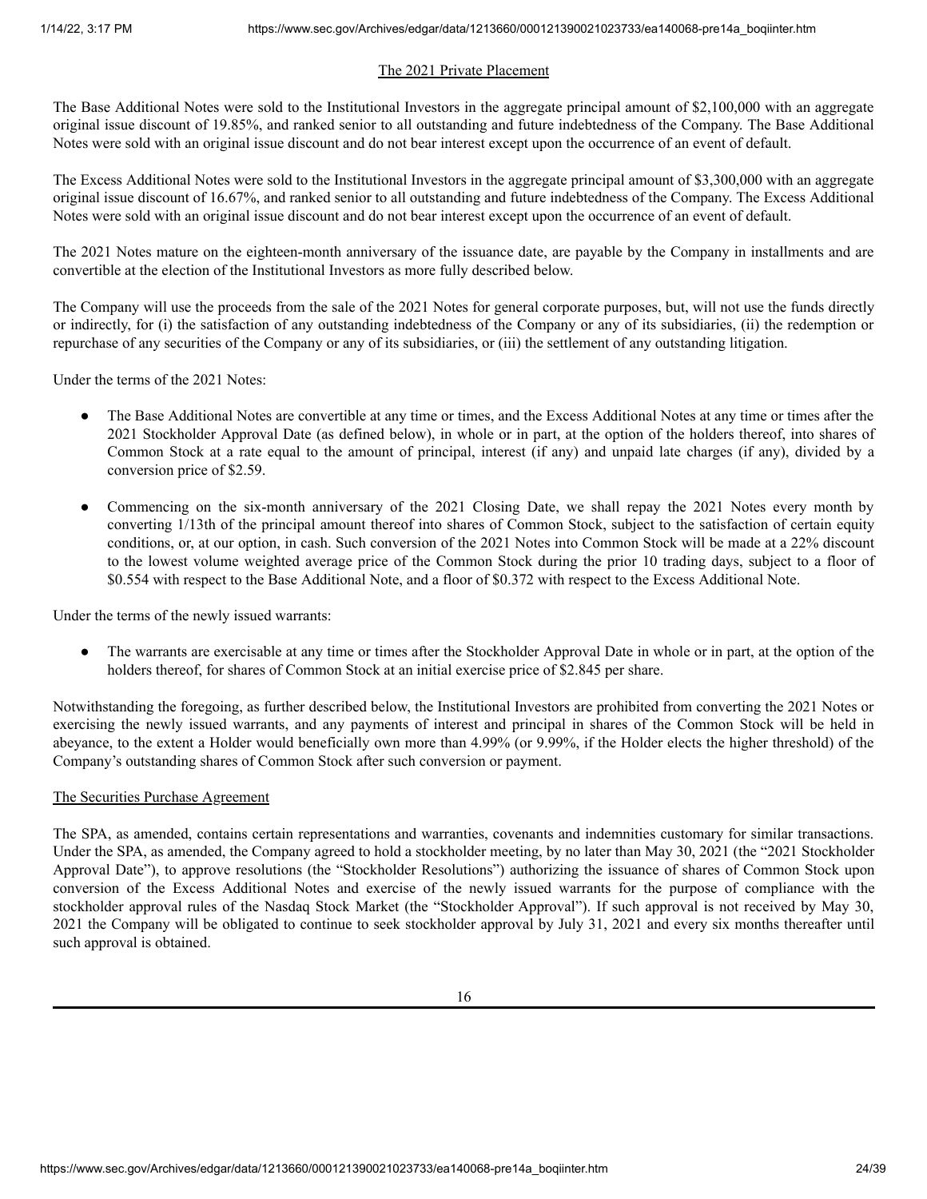## The 2021 Private Placement

The Base Additional Notes were sold to the Institutional Investors in the aggregate principal amount of $2,100,000 with an aggregate original issue discount of 19.85%, and ranked senior to all outstanding and future indebtedness of the Company. The Base Additional Notes were sold with an original issue discount and do not bear interest except upon the occurrence of an event of default.

The Excess Additional Notes were sold to the Institutional Investors in the aggregate principal amount of $3,300,000 with an aggregate original issue discount of 16.67%, and ranked senior to all outstanding and future indebtedness of the Company. The Excess Additional Notes were sold with an original issue discount and do not bear interest except upon the occurrence of an event of default.

The 2021 Notes mature on the eighteen-month anniversary of the issuance date, are payable by the Company in installments and are convertible at the election of the Institutional Investors as more fully described below.

The Company will use the proceeds from the sale of the 2021 Notes for general corporate purposes, but, will not use the funds directly or indirectly, for (i) the satisfaction of any outstanding indebtedness of the Company or any of its subsidiaries, (ii) the redemption or repurchase of any securities of the Company or any of its subsidiaries, or (iii) the settlement of any outstanding litigation.

Under the terms of the 2021 Notes:

- The Base Additional Notes are convertible at any time or times, and the Excess Additional Notes at any time or times after the 2021 Stockholder Approval Date (as defined below), in whole or in part, at the option of the holders thereof, into shares of Common Stock at a rate equal to the amount of principal, interest (if any) and unpaid late charges (if any), divided by a conversion price of $2.59.
- Commencing on the six-month anniversary of the 2021 Closing Date, we shall repay the 2021 Notes every month by converting 1/13th of the principal amount thereof into shares of Common Stock, subject to the satisfaction of certain equity conditions, or, at our option, in cash. Such conversion of the 2021 Notes into Common Stock will be made at a 22% discount to the lowest volume weighted average price of the Common Stock during the prior 10 trading days, subject to a floor of $0.554 with respect to the Base Additional Note, and a floor of $0.372 with respect to the Excess Additional Note.

Under the terms of the newly issued warrants:

- The warrants are exercisable at any time or times after the Stockholder Approval Date in whole or in part, at the option of the holders thereof, for shares of Common Stock at an initial exercise price of $2.845 per share.

Notwithstanding the foregoing, as further described below, the Institutional Investors are prohibited from converting the 2021 Notes or exercising the newly issued warrants, and any payments of interest and principal in shares of the Common Stock will be held in abeyance, to the extent a Holder would beneficially own more than 4.99% (or 9.99%, if the Holder elects the higher threshold) of the Company's outstanding shares of Common Stock after such conversion or payment.

## The Securities Purchase Agreement

The SPA, as amended, contains certain representations and warranties, covenants and indemnities customary for similar transactions. Under the SPA, as amended, the Company agreed to hold a stockholder meeting, by no later than May 30, 2021 (the "2021 Stockholder Approval Date"), to approve resolutions (the "Stockholder Resolutions") authorizing the issuance of shares of Common Stock upon conversion of the Excess Additional Notes and exercise of the newly issued warrants for the purpose of compliance with the stockholder approval rules of the Nasdaq Stock Market (the "Stockholder Approval"). If such approval is not received by May 30, 2021 the Company will be obligated to continue to seek stockholder approval by July 31, 2021 and every six months thereafter until such approval is obtained.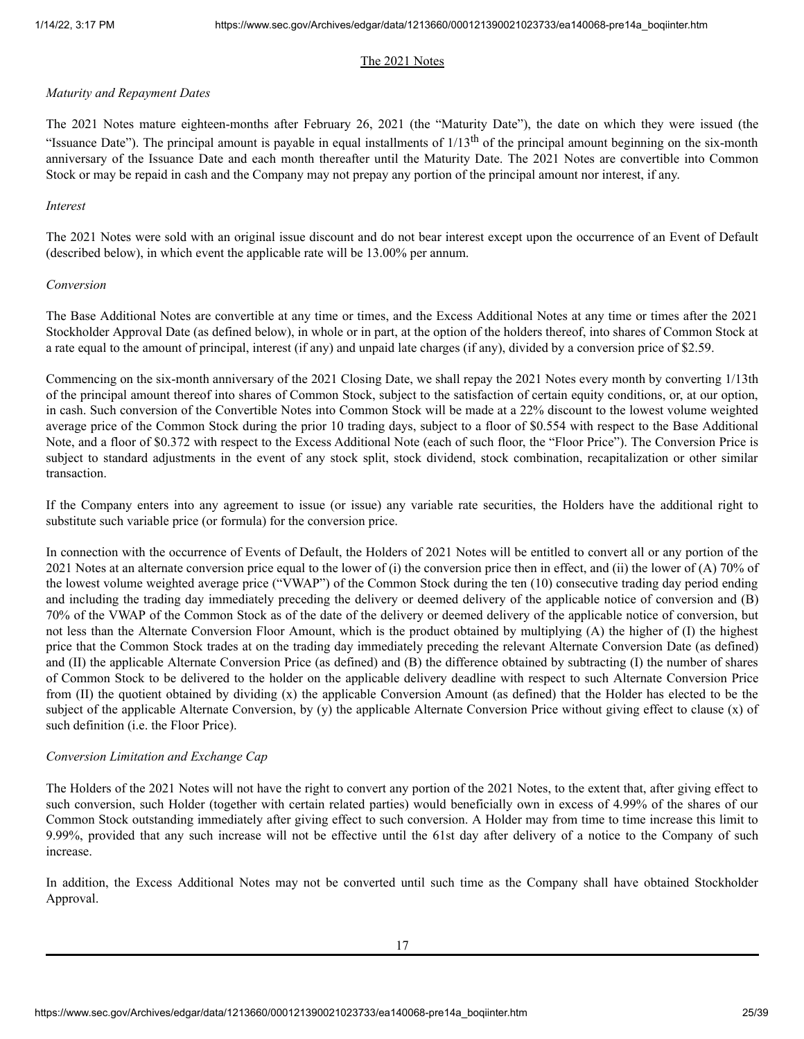## The 2021 Notes

*Maturity and Repayment Dates*

The 2021 Notes mature eighteen-months after February 26, 2021 (the "Maturity Date"), the date on which they were issued (the "Issuance Date"). The principal amount is payable in equal installments of 1/13th of the principal amount beginning on the six-month anniversary of the Issuance Date and each month thereafter until the Maturity Date. The 2021 Notes are convertible into Common Stock or may be repaid in cash and the Company may not prepay any portion of the principal amount nor interest, if any.

*Interest*

The 2021 Notes were sold with an original issue discount and do not bear interest except upon the occurrence of an Event of Default (described below), in which event the applicable rate will be 13.00% per annum.

*Conversion*

The Base Additional Notes are convertible at any time or times, and the Excess Additional Notes at any time or times after the 2021 Stockholder Approval Date (as defined below), in whole or in part, at the option of the holders thereof, into shares of Common Stock at a rate equal to the amount of principal, interest (if any) and unpaid late charges (if any), divided by a conversion price of $2.59.

Commencing on the six-month anniversary of the 2021 Closing Date, we shall repay the 2021 Notes every month by converting 1/13th of the principal amount thereof into shares of Common Stock, subject to the satisfaction of certain equity conditions, or, at our option, in cash. Such conversion of the Convertible Notes into Common Stock will be made at a 22% discount to the lowest volume weighted average price of the Common Stock during the prior 10 trading days, subject to a floor of $0.554 with respect to the Base Additional Note, and a floor of $0.372 with respect to the Excess Additional Note (each of such floor, the "Floor Price"). The Conversion Price is subject to standard adjustments in the event of any stock split, stock dividend, stock combination, recapitalization or other similar transaction.

If the Company enters into any agreement to issue (or issue) any variable rate securities, the Holders have the additional right to substitute such variable price (or formula) for the conversion price.

In connection with the occurrence of Events of Default, the Holders of 2021 Notes will be entitled to convert all or any portion of the 2021 Notes at an alternate conversion price equal to the lower of (i) the conversion price then in effect, and (ii) the lower of (A) 70% of the lowest volume weighted average price ("VWAP") of the Common Stock during the ten (10) consecutive trading day period ending and including the trading day immediately preceding the delivery or deemed delivery of the applicable notice of conversion and (B) 70% of the VWAP of the Common Stock as of the date of the delivery or deemed delivery of the applicable notice of conversion, but not less than the Alternate Conversion Floor Amount, which is the product obtained by multiplying (A) the higher of (I) the highest price that the Common Stock trades at on the trading day immediately preceding the relevant Alternate Conversion Date (as defined) and (II) the applicable Alternate Conversion Price (as defined) and (B) the difference obtained by subtracting (I) the number of shares of Common Stock to be delivered to the holder on the applicable delivery deadline with respect to such Alternate Conversion Price from (II) the quotient obtained by dividing (x) the applicable Conversion Amount (as defined) that the Holder has elected to be the subject of the applicable Alternate Conversion, by (y) the applicable Alternate Conversion Price without giving effect to clause (x) of such definition (i.e. the Floor Price).

*Conversion Limitation and Exchange Cap*

The Holders of the 2021 Notes will not have the right to convert any portion of the 2021 Notes, to the extent that, after giving effect to such conversion, such Holder (together with certain related parties) would beneficially own in excess of 4.99% of the shares of our Common Stock outstanding immediately after giving effect to such conversion. A Holder may from time to time increase this limit to 9.99%, provided that any such increase will not be effective until the 61st day after delivery of a notice to the Company of such increase.

In addition, the Excess Additional Notes may not be converted until such time as the Company shall have obtained Stockholder Approval.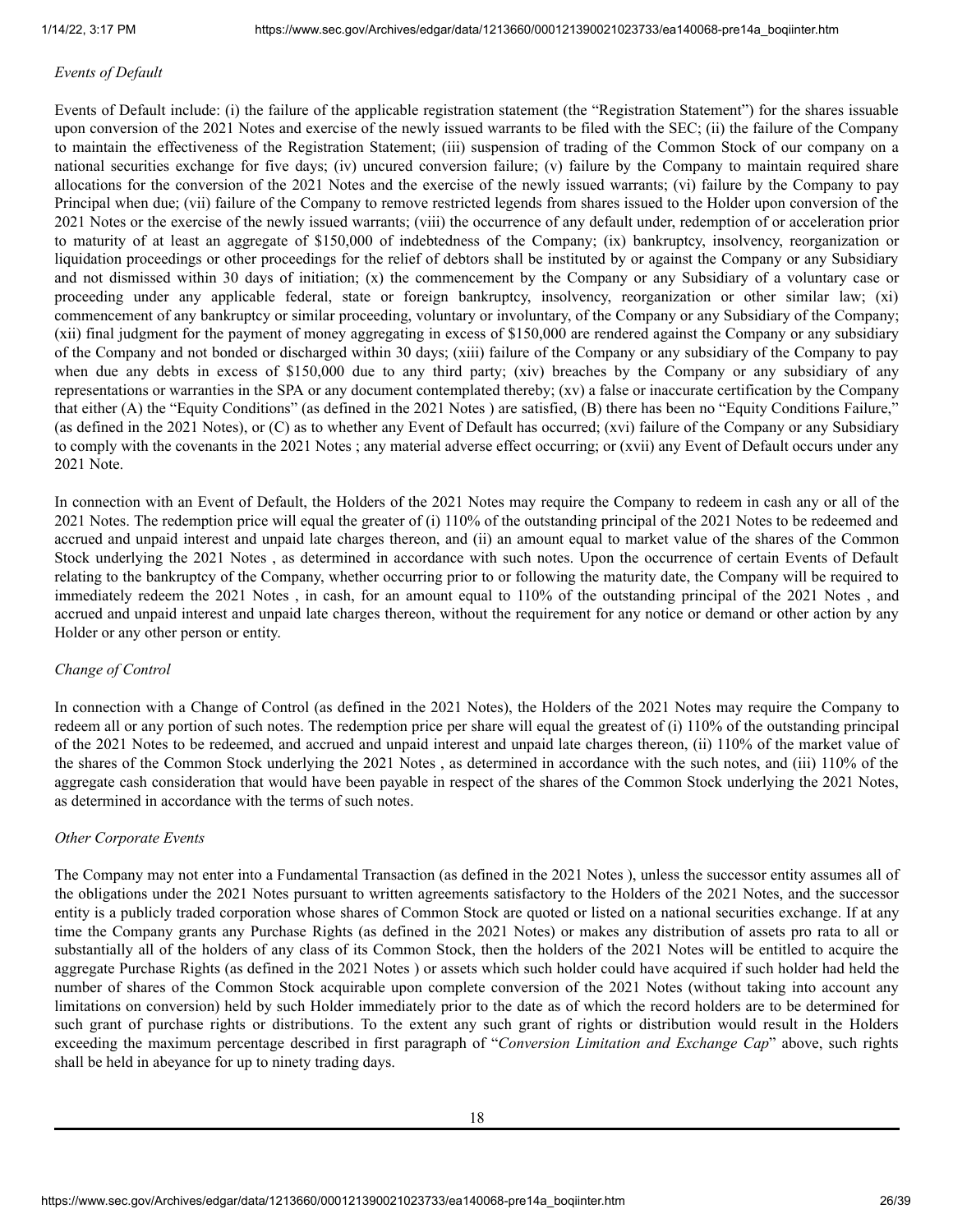*Events of Default*

Events of Default include: (i) the failure of the applicable registration statement (the "Registration Statement") for the shares issuable upon conversion of the 2021 Notes and exercise of the newly issued warrants to be filed with the SEC; (ii) the failure of the Company to maintain the effectiveness of the Registration Statement; (iii) suspension of trading of the Common Stock of our company on a national securities exchange for five days; (iv) uncured conversion failure; (v) failure by the Company to maintain required share allocations for the conversion of the 2021 Notes and the exercise of the newly issued warrants; (vi) failure by the Company to pay Principal when due; (vii) failure of the Company to remove restricted legends from shares issued to the Holder upon conversion of the 2021 Notes or the exercise of the newly issued warrants; (viii) the occurrence of any default under, redemption of or acceleration prior to maturity of at least an aggregate of $150,000 of indebtedness of the Company; (ix) bankruptcy, insolvency, reorganization or liquidation proceedings or other proceedings for the relief of debtors shall be instituted by or against the Company or any Subsidiary and not dismissed within 30 days of initiation; (x) the commencement by the Company or any Subsidiary of a voluntary case or proceeding under any applicable federal, state or foreign bankruptcy, insolvency, reorganization or other similar law; (xi) commencement of any bankruptcy or similar proceeding, voluntary or involuntary, of the Company or any Subsidiary of the Company; (xii) final judgment for the payment of money aggregating in excess of $150,000 are rendered against the Company or any subsidiary of the Company and not bonded or discharged within 30 days; (xiii) failure of the Company or any subsidiary of the Company to pay when due any debts in excess of $150,000 due to any third party; (xiv) breaches by the Company or any subsidiary of any representations or warranties in the SPA or any document contemplated thereby; (xv) a false or inaccurate certification by the Company that either (A) the "Equity Conditions" (as defined in the 2021 Notes ) are satisfied, (B) there has been no "Equity Conditions Failure," (as defined in the 2021 Notes), or (C) as to whether any Event of Default has occurred; (xvi) failure of the Company or any Subsidiary to comply with the covenants in the 2021 Notes ; any material adverse effect occurring; or (xvii) any Event of Default occurs under any 2021 Note.

In connection with an Event of Default, the Holders of the 2021 Notes may require the Company to redeem in cash any or all of the 2021 Notes. The redemption price will equal the greater of (i) 110% of the outstanding principal of the 2021 Notes to be redeemed and accrued and unpaid interest and unpaid late charges thereon, and (ii) an amount equal to market value of the shares of the Common Stock underlying the 2021 Notes , as determined in accordance with such notes. Upon the occurrence of certain Events of Default relating to the bankruptcy of the Company, whether occurring prior to or following the maturity date, the Company will be required to immediately redeem the 2021 Notes , in cash, for an amount equal to 110% of the outstanding principal of the 2021 Notes , and accrued and unpaid interest and unpaid late charges thereon, without the requirement for any notice or demand or other action by any Holder or any other person or entity.

*Change of Control*

In connection with a Change of Control (as defined in the 2021 Notes), the Holders of the 2021 Notes may require the Company to redeem all or any portion of such notes. The redemption price per share will equal the greatest of (i) 110% of the outstanding principal of the 2021 Notes to be redeemed, and accrued and unpaid interest and unpaid late charges thereon, (ii) 110% of the market value of the shares of the Common Stock underlying the 2021 Notes , as determined in accordance with the such notes, and (iii) 110% of the aggregate cash consideration that would have been payable in respect of the shares of the Common Stock underlying the 2021 Notes, as determined in accordance with the terms of such notes.

*Other Corporate Events*

The Company may not enter into a Fundamental Transaction (as defined in the 2021 Notes ), unless the successor entity assumes all of the obligations under the 2021 Notes pursuant to written agreements satisfactory to the Holders of the 2021 Notes, and the successor entity is a publicly traded corporation whose shares of Common Stock are quoted or listed on a national securities exchange. If at any time the Company grants any Purchase Rights (as defined in the 2021 Notes) or makes any distribution of assets pro rata to all or substantially all of the holders of any class of its Common Stock, then the holders of the 2021 Notes will be entitled to acquire the aggregate Purchase Rights (as defined in the 2021 Notes ) or assets which such holder could have acquired if such holder had held the number of shares of the Common Stock acquirable upon complete conversion of the 2021 Notes (without taking into account any limitations on conversion) held by such Holder immediately prior to the date as of which the record holders are to be determined for such grant of purchase rights or distributions. To the extent any such grant of rights or distribution would result in the Holders exceeding the maximum percentage described in first paragraph of "*Conversion Limitation and Exchange Cap*" above, such rights shall be held in abeyance for up to ninety trading days.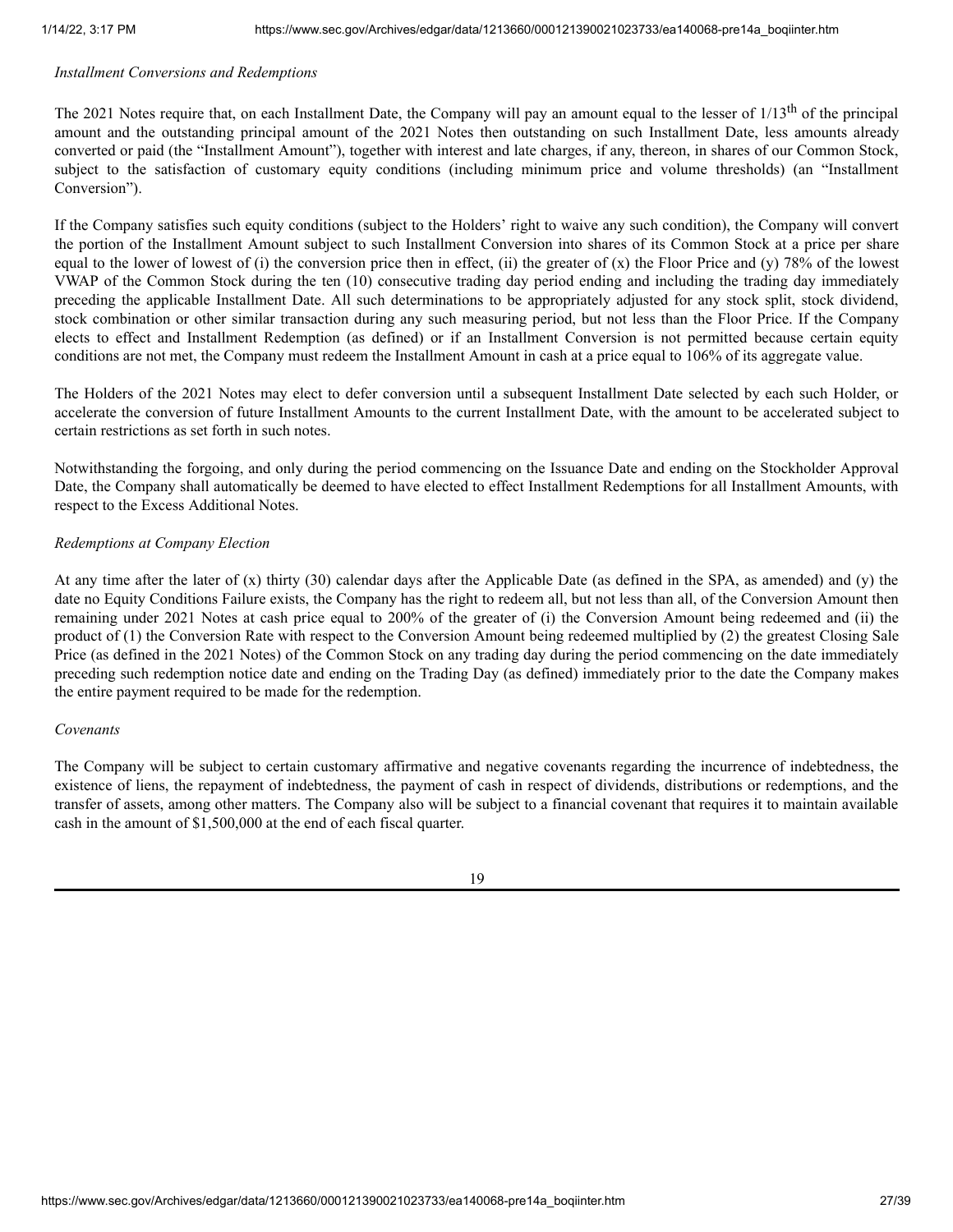*Installment Conversions and Redemptions*

The 2021 Notes require that, on each Installment Date, the Company will pay an amount equal to the lesser of 1/13$^{th}$ of the principal amount and the outstanding principal amount of the 2021 Notes then outstanding on such Installment Date, less amounts already converted or paid (the "Installment Amount"), together with interest and late charges, if any, thereon, in shares of our Common Stock, subject to the satisfaction of customary equity conditions (including minimum price and volume thresholds) (an "Installment Conversion").

If the Company satisfies such equity conditions (subject to the Holders' right to waive any such condition), the Company will convert the portion of the Installment Amount subject to such Installment Conversion into shares of its Common Stock at a price per share equal to the lower of lowest of (i) the conversion price then in effect, (ii) the greater of (x) the Floor Price and (y) 78% of the lowest VWAP of the Common Stock during the ten (10) consecutive trading day period ending and including the trading day immediately preceding the applicable Installment Date. All such determinations to be appropriately adjusted for any stock split, stock dividend, stock combination or other similar transaction during any such measuring period, but not less than the Floor Price. If the Company elects to effect and Installment Redemption (as defined) or if an Installment Conversion is not permitted because certain equity conditions are not met, the Company must redeem the Installment Amount in cash at a price equal to 106% of its aggregate value.

The Holders of the 2021 Notes may elect to defer conversion until a subsequent Installment Date selected by each such Holder, or accelerate the conversion of future Installment Amounts to the current Installment Date, with the amount to be accelerated subject to certain restrictions as set forth in such notes.

Notwithstanding the forgoing, and only during the period commencing on the Issuance Date and ending on the Stockholder Approval Date, the Company shall automatically be deemed to have elected to effect Installment Redemptions for all Installment Amounts, with respect to the Excess Additional Notes.

*Redemptions at Company Election*

At any time after the later of (x) thirty (30) calendar days after the Applicable Date (as defined in the SPA, as amended) and (y) the date no Equity Conditions Failure exists, the Company has the right to redeem all, but not less than all, of the Conversion Amount then remaining under 2021 Notes at cash price equal to 200% of the greater of (i) the Conversion Amount being redeemed and (ii) the product of (1) the Conversion Rate with respect to the Conversion Amount being redeemed multiplied by (2) the greatest Closing Sale Price (as defined in the 2021 Notes) of the Common Stock on any trading day during the period commencing on the date immediately preceding such redemption notice date and ending on the Trading Day (as defined) immediately prior to the date the Company makes the entire payment required to be made for the redemption.

*Covenants*

The Company will be subject to certain customary affirmative and negative covenants regarding the incurrence of indebtedness, the existence of liens, the repayment of indebtedness, the payment of cash in respect of dividends, distributions or redemptions, and the transfer of assets, among other matters. The Company also will be subject to a financial covenant that requires it to maintain available cash in the amount of $1,500,000 at the end of each fiscal quarter.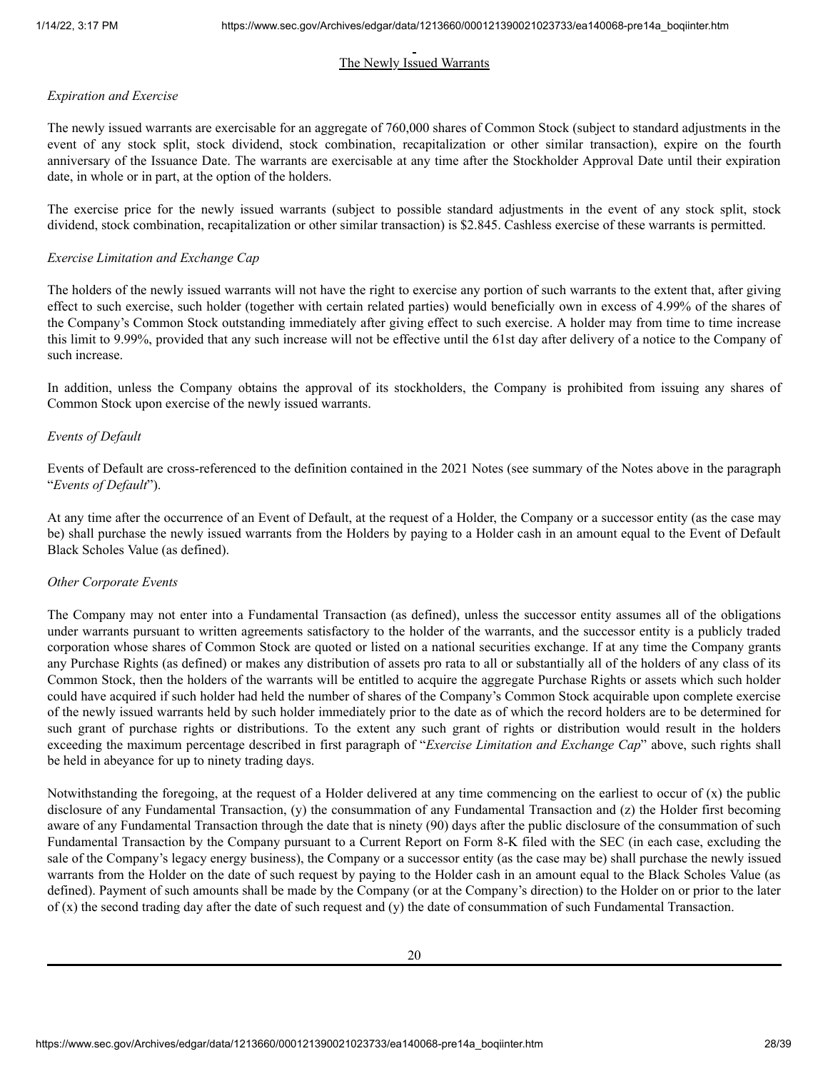## The Newly Issued Warrants

*Expiration and Exercise*

The newly issued warrants are exercisable for an aggregate of 760,000 shares of Common Stock (subject to standard adjustments in the event of any stock split, stock dividend, stock combination, recapitalization or other similar transaction), expire on the fourth anniversary of the Issuance Date. The warrants are exercisable at any time after the Stockholder Approval Date until their expiration date, in whole or in part, at the option of the holders.

The exercise price for the newly issued warrants (subject to possible standard adjustments in the event of any stock split, stock dividend, stock combination, recapitalization or other similar transaction) is $2.845. Cashless exercise of these warrants is permitted.

*Exercise Limitation and Exchange Cap*

The holders of the newly issued warrants will not have the right to exercise any portion of such warrants to the extent that, after giving effect to such exercise, such holder (together with certain related parties) would beneficially own in excess of 4.99% of the shares of the Company's Common Stock outstanding immediately after giving effect to such exercise. A holder may from time to time increase this limit to 9.99%, provided that any such increase will not be effective until the 61st day after delivery of a notice to the Company of such increase.

In addition, unless the Company obtains the approval of its stockholders, the Company is prohibited from issuing any shares of Common Stock upon exercise of the newly issued warrants.

*Events of Default*

Events of Default are cross-referenced to the definition contained in the 2021 Notes (see summary of the Notes above in the paragraph "*Events of Default*").

At any time after the occurrence of an Event of Default, at the request of a Holder, the Company or a successor entity (as the case may be) shall purchase the newly issued warrants from the Holders by paying to a Holder cash in an amount equal to the Event of Default Black Scholes Value (as defined).

*Other Corporate Events*

The Company may not enter into a Fundamental Transaction (as defined), unless the successor entity assumes all of the obligations under warrants pursuant to written agreements satisfactory to the holder of the warrants, and the successor entity is a publicly traded corporation whose shares of Common Stock are quoted or listed on a national securities exchange. If at any time the Company grants any Purchase Rights (as defined) or makes any distribution of assets pro rata to all or substantially all of the holders of any class of its Common Stock, then the holders of the warrants will be entitled to acquire the aggregate Purchase Rights or assets which such holder could have acquired if such holder had held the number of shares of the Company's Common Stock acquirable upon complete exercise of the newly issued warrants held by such holder immediately prior to the date as of which the record holders are to be determined for such grant of purchase rights or distributions. To the extent any such grant of rights or distribution would result in the holders exceeding the maximum percentage described in first paragraph of "*Exercise Limitation and Exchange Cap*" above, such rights shall be held in abeyance for up to ninety trading days.

Notwithstanding the foregoing, at the request of a Holder delivered at any time commencing on the earliest to occur of (x) the public disclosure of any Fundamental Transaction, (y) the consummation of any Fundamental Transaction and (z) the Holder first becoming aware of any Fundamental Transaction through the date that is ninety (90) days after the public disclosure of the consummation of such Fundamental Transaction by the Company pursuant to a Current Report on Form 8-K filed with the SEC (in each case, excluding the sale of the Company's legacy energy business), the Company or a successor entity (as the case may be) shall purchase the newly issued warrants from the Holder on the date of such request by paying to the Holder cash in an amount equal to the Black Scholes Value (as defined). Payment of such amounts shall be made by the Company (or at the Company's direction) to the Holder on or prior to the later of (x) the second trading day after the date of such request and (y) the date of consummation of such Fundamental Transaction.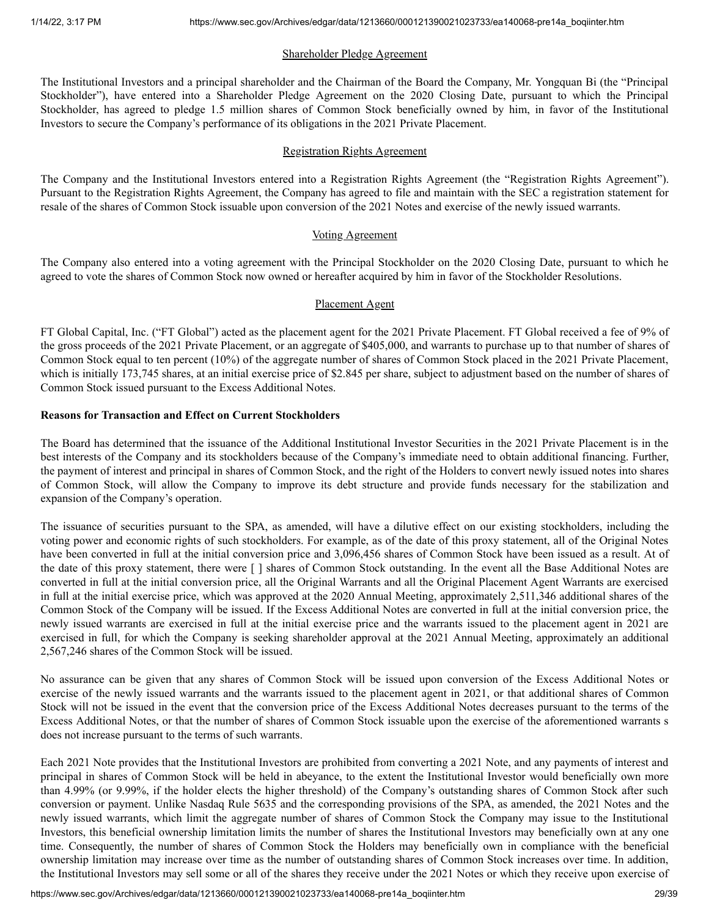Shareholder Pledge Agreement

The Institutional Investors and a principal shareholder and the Chairman of the Board the Company, Mr. Yongquan Bi (the "Principal Stockholder"), have entered into a Shareholder Pledge Agreement on the 2020 Closing Date, pursuant to which the Principal Stockholder, has agreed to pledge 1.5 million shares of Common Stock beneficially owned by him, in favor of the Institutional Investors to secure the Company's performance of its obligations in the 2021 Private Placement.

Registration Rights Agreement

The Company and the Institutional Investors entered into a Registration Rights Agreement (the "Registration Rights Agreement"). Pursuant to the Registration Rights Agreement, the Company has agreed to file and maintain with the SEC a registration statement for resale of the shares of Common Stock issuable upon conversion of the 2021 Notes and exercise of the newly issued warrants.

Voting Agreement

The Company also entered into a voting agreement with the Principal Stockholder on the 2020 Closing Date, pursuant to which he agreed to vote the shares of Common Stock now owned or hereafter acquired by him in favor of the Stockholder Resolutions.

Placement Agent

FT Global Capital, Inc. ("FT Global") acted as the placement agent for the 2021 Private Placement. FT Global received a fee of 9% of the gross proceeds of the 2021 Private Placement, or an aggregate of $405,000, and warrants to purchase up to that number of shares of Common Stock equal to ten percent (10%) of the aggregate number of shares of Common Stock placed in the 2021 Private Placement, which is initially 173,745 shares, at an initial exercise price of $2.845 per share, subject to adjustment based on the number of shares of Common Stock issued pursuant to the Excess Additional Notes.

**Reasons for Transaction and Effect on Current Stockholders**

The Board has determined that the issuance of the Additional Institutional Investor Securities in the 2021 Private Placement is in the best interests of the Company and its stockholders because of the Company's immediate need to obtain additional financing. Further, the payment of interest and principal in shares of Common Stock, and the right of the Holders to convert newly issued notes into shares of Common Stock, will allow the Company to improve its debt structure and provide funds necessary for the stabilization and expansion of the Company's operation.

The issuance of securities pursuant to the SPA, as amended, will have a dilutive effect on our existing stockholders, including the voting power and economic rights of such stockholders. For example, as of the date of this proxy statement, all of the Original Notes have been converted in full at the initial conversion price and 3,096,456 shares of Common Stock have been issued as a result. At of the date of this proxy statement, there were [ ] shares of Common Stock outstanding. In the event all the Base Additional Notes are converted in full at the initial conversion price, all the Original Warrants and all the Original Placement Agent Warrants are exercised in full at the initial exercise price, which was approved at the 2020 Annual Meeting, approximately 2,511,346 additional shares of the Common Stock of the Company will be issued. If the Excess Additional Notes are converted in full at the initial conversion price, the newly issued warrants are exercised in full at the initial exercise price and the warrants issued to the placement agent in 2021 are exercised in full, for which the Company is seeking shareholder approval at the 2021 Annual Meeting, approximately an additional 2,567,246 shares of the Common Stock will be issued.

No assurance can be given that any shares of Common Stock will be issued upon conversion of the Excess Additional Notes or exercise of the newly issued warrants and the warrants issued to the placement agent in 2021, or that additional shares of Common Stock will not be issued in the event that the conversion price of the Excess Additional Notes decreases pursuant to the terms of the Excess Additional Notes, or that the number of shares of Common Stock issuable upon the exercise of the aforementioned warrants s does not increase pursuant to the terms of such warrants.

Each 2021 Note provides that the Institutional Investors are prohibited from converting a 2021 Note, and any payments of interest and principal in shares of Common Stock will be held in abeyance, to the extent the Institutional Investor would beneficially own more than 4.99% (or 9.99%, if the holder elects the higher threshold) of the Company's outstanding shares of Common Stock after such conversion or payment. Unlike Nasdaq Rule 5635 and the corresponding provisions of the SPA, as amended, the 2021 Notes and the newly issued warrants, which limit the aggregate number of shares of Common Stock the Company may issue to the Institutional Investors, this beneficial ownership limitation limits the number of shares the Institutional Investors may beneficially own at any one time. Consequently, the number of shares of Common Stock the Holders may beneficially own in compliance with the beneficial ownership limitation may increase over time as the number of outstanding shares of Common Stock increases over time. In addition, the Institutional Investors may sell some or all of the shares they receive under the 2021 Notes or which they receive upon exercise of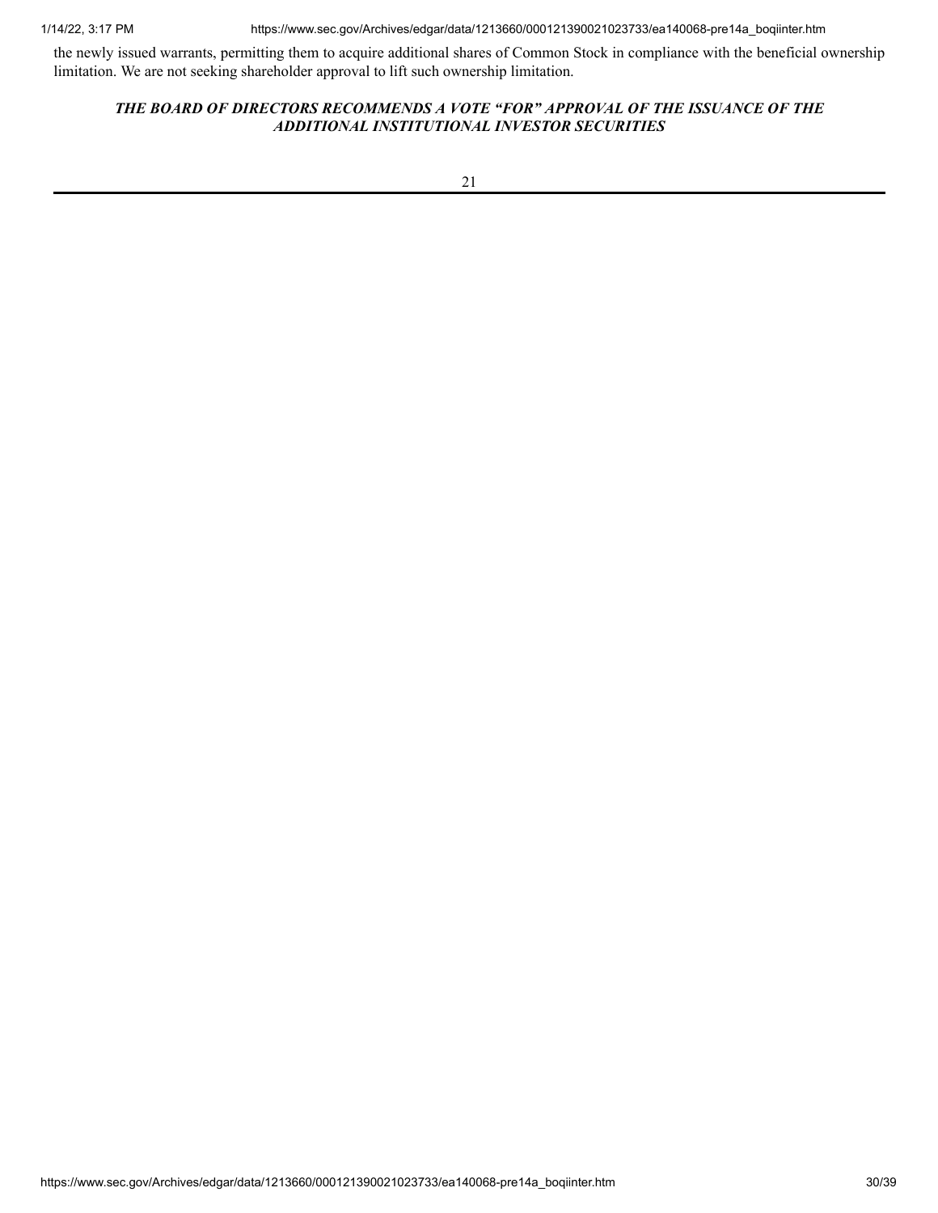the newly issued warrants, permitting them to acquire additional shares of Common Stock in compliance with the beneficial ownership limitation. We are not seeking shareholder approval to lift such ownership limitation.

***THE BOARD OF DIRECTORS RECOMMENDS A VOTE "FOR" APPROVAL OF THE ISSUANCE OF THE ADDITIONAL INSTITUTIONAL INVESTOR SECURITIES***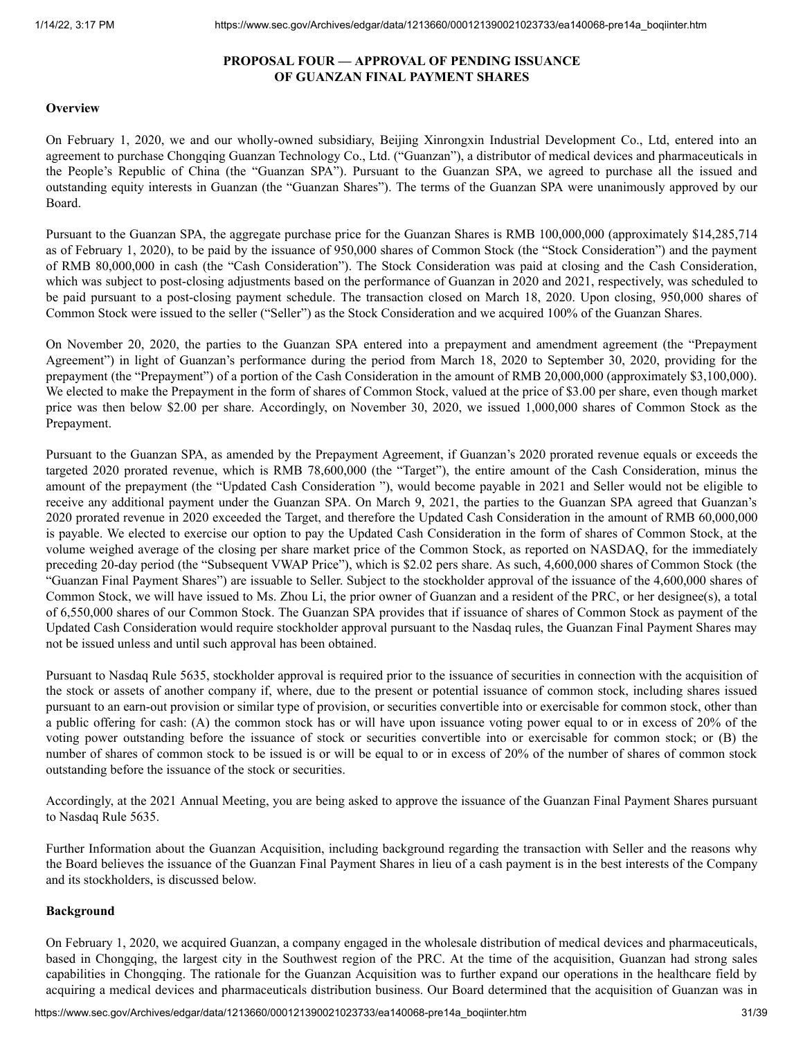## PROPOSAL FOUR — APPROVAL OF PENDING ISSUANCE OF GUANZAN FINAL PAYMENT SHARES

**Overview**

On February 1, 2020, we and our wholly-owned subsidiary, Beijing Xinrongxin Industrial Development Co., Ltd, entered into an agreement to purchase Chongqing Guanzan Technology Co., Ltd. ("Guanzan"), a distributor of medical devices and pharmaceuticals in the People's Republic of China (the "Guanzan SPA"). Pursuant to the Guanzan SPA, we agreed to purchase all the issued and outstanding equity interests in Guanzan (the "Guanzan Shares"). The terms of the Guanzan SPA were unanimously approved by our Board.

Pursuant to the Guanzan SPA, the aggregate purchase price for the Guanzan Shares is RMB 100,000,000 (approximately $14,285,714 as of February 1, 2020), to be paid by the issuance of 950,000 shares of Common Stock (the "Stock Consideration") and the payment of RMB 80,000,000 in cash (the "Cash Consideration"). The Stock Consideration was paid at closing and the Cash Consideration, which was subject to post-closing adjustments based on the performance of Guanzan in 2020 and 2021, respectively, was scheduled to be paid pursuant to a post-closing payment schedule. The transaction closed on March 18, 2020. Upon closing, 950,000 shares of Common Stock were issued to the seller ("Seller") as the Stock Consideration and we acquired 100% of the Guanzan Shares.

On November 20, 2020, the parties to the Guanzan SPA entered into a prepayment and amendment agreement (the "Prepayment Agreement") in light of Guanzan's performance during the period from March 18, 2020 to September 30, 2020, providing for the prepayment (the "Prepayment") of a portion of the Cash Consideration in the amount of RMB 20,000,000 (approximately $3,100,000). We elected to make the Prepayment in the form of shares of Common Stock, valued at the price of $3.00 per share, even though market price was then below $2.00 per share. Accordingly, on November 30, 2020, we issued 1,000,000 shares of Common Stock as the Prepayment.

Pursuant to the Guanzan SPA, as amended by the Prepayment Agreement, if Guanzan's 2020 prorated revenue equals or exceeds the targeted 2020 prorated revenue, which is RMB 78,600,000 (the "Target"), the entire amount of the Cash Consideration, minus the amount of the prepayment (the "Updated Cash Consideration "), would become payable in 2021 and Seller would not be eligible to receive any additional payment under the Guanzan SPA. On March 9, 2021, the parties to the Guanzan SPA agreed that Guanzan's 2020 prorated revenue in 2020 exceeded the Target, and therefore the Updated Cash Consideration in the amount of RMB 60,000,000 is payable. We elected to exercise our option to pay the Updated Cash Consideration in the form of shares of Common Stock, at the volume weighed average of the closing per share market price of the Common Stock, as reported on NASDAQ, for the immediately preceding 20-day period (the "Subsequent VWAP Price"), which is $2.02 pers share. As such, 4,600,000 shares of Common Stock (the "Guanzan Final Payment Shares") are issuable to Seller. Subject to the stockholder approval of the issuance of the 4,600,000 shares of Common Stock, we will have issued to Ms. Zhou Li, the prior owner of Guanzan and a resident of the PRC, or her designee(s), a total of 6,550,000 shares of our Common Stock. The Guanzan SPA provides that if issuance of shares of Common Stock as payment of the Updated Cash Consideration would require stockholder approval pursuant to the Nasdaq rules, the Guanzan Final Payment Shares may not be issued unless and until such approval has been obtained.

Pursuant to Nasdaq Rule 5635, stockholder approval is required prior to the issuance of securities in connection with the acquisition of the stock or assets of another company if, where, due to the present or potential issuance of common stock, including shares issued pursuant to an earn-out provision or similar type of provision, or securities convertible into or exercisable for common stock, other than a public offering for cash: (A) the common stock has or will have upon issuance voting power equal to or in excess of 20% of the voting power outstanding before the issuance of stock or securities convertible into or exercisable for common stock; or (B) the number of shares of common stock to be issued is or will be equal to or in excess of 20% of the number of shares of common stock outstanding before the issuance of the stock or securities.

Accordingly, at the 2021 Annual Meeting, you are being asked to approve the issuance of the Guanzan Final Payment Shares pursuant to Nasdaq Rule 5635.

Further Information about the Guanzan Acquisition, including background regarding the transaction with Seller and the reasons why the Board believes the issuance of the Guanzan Final Payment Shares in lieu of a cash payment is in the best interests of the Company and its stockholders, is discussed below.

**Background**

On February 1, 2020, we acquired Guanzan, a company engaged in the wholesale distribution of medical devices and pharmaceuticals, based in Chongqing, the largest city in the Southwest region of the PRC. At the time of the acquisition, Guanzan had strong sales capabilities in Chongqing. The rationale for the Guanzan Acquisition was to further expand our operations in the healthcare field by acquiring a medical devices and pharmaceuticals distribution business. Our Board determined that the acquisition of Guanzan was in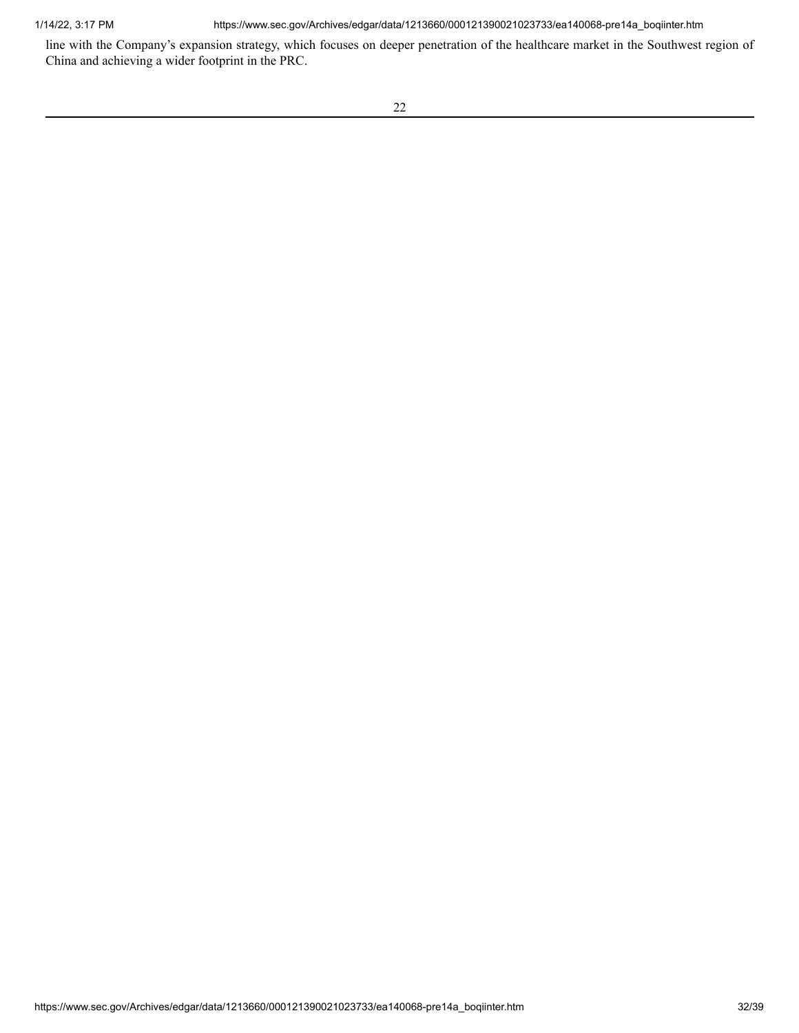line with the Company's expansion strategy, which focuses on deeper penetration of the healthcare market in the Southwest region of China and achieving a wider footprint in the PRC.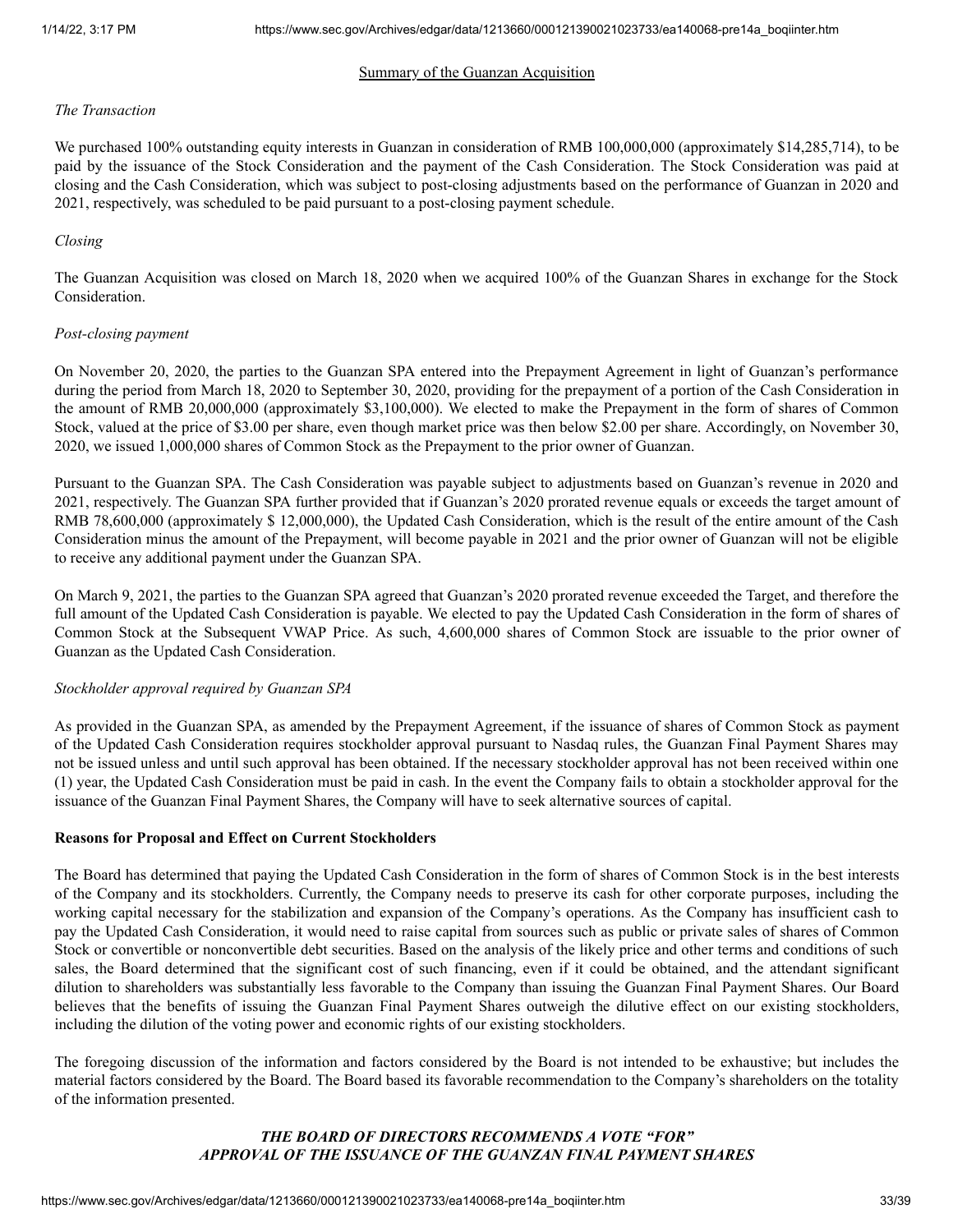## Summary of the Guanzan Acquisition

*The Transaction*

We purchased 100% outstanding equity interests in Guanzan in consideration of RMB 100,000,000 (approximately $14,285,714), to be paid by the issuance of the Stock Consideration and the payment of the Cash Consideration. The Stock Consideration was paid at closing and the Cash Consideration, which was subject to post-closing adjustments based on the performance of Guanzan in 2020 and 2021, respectively, was scheduled to be paid pursuant to a post-closing payment schedule.

*Closing*

The Guanzan Acquisition was closed on March 18, 2020 when we acquired 100% of the Guanzan Shares in exchange for the Stock Consideration.

*Post-closing payment*

On November 20, 2020, the parties to the Guanzan SPA entered into the Prepayment Agreement in light of Guanzan's performance during the period from March 18, 2020 to September 30, 2020, providing for the prepayment of a portion of the Cash Consideration in the amount of RMB 20,000,000 (approximately $3,100,000). We elected to make the Prepayment in the form of shares of Common Stock, valued at the price of $3.00 per share, even though market price was then below $2.00 per share. Accordingly, on November 30, 2020, we issued 1,000,000 shares of Common Stock as the Prepayment to the prior owner of Guanzan.

Pursuant to the Guanzan SPA. The Cash Consideration was payable subject to adjustments based on Guanzan's revenue in 2020 and 2021, respectively. The Guanzan SPA further provided that if Guanzan's 2020 prorated revenue equals or exceeds the target amount of RMB 78,600,000 (approximately $ 12,000,000), the Updated Cash Consideration, which is the result of the entire amount of the Cash Consideration minus the amount of the Prepayment, will become payable in 2021 and the prior owner of Guanzan will not be eligible to receive any additional payment under the Guanzan SPA.

On March 9, 2021, the parties to the Guanzan SPA agreed that Guanzan's 2020 prorated revenue exceeded the Target, and therefore the full amount of the Updated Cash Consideration is payable. We elected to pay the Updated Cash Consideration in the form of shares of Common Stock at the Subsequent VWAP Price. As such, 4,600,000 shares of Common Stock are issuable to the prior owner of Guanzan as the Updated Cash Consideration.

*Stockholder approval required by Guanzan SPA*

As provided in the Guanzan SPA, as amended by the Prepayment Agreement, if the issuance of shares of Common Stock as payment of the Updated Cash Consideration requires stockholder approval pursuant to Nasdaq rules, the Guanzan Final Payment Shares may not be issued unless and until such approval has been obtained. If the necessary stockholder approval has not been received within one (1) year, the Updated Cash Consideration must be paid in cash. In the event the Company fails to obtain a stockholder approval for the issuance of the Guanzan Final Payment Shares, the Company will have to seek alternative sources of capital.

**Reasons for Proposal and Effect on Current Stockholders**

The Board has determined that paying the Updated Cash Consideration in the form of shares of Common Stock is in the best interests of the Company and its stockholders. Currently, the Company needs to preserve its cash for other corporate purposes, including the working capital necessary for the stabilization and expansion of the Company's operations. As the Company has insufficient cash to pay the Updated Cash Consideration, it would need to raise capital from sources such as public or private sales of shares of Common Stock or convertible or nonconvertible debt securities. Based on the analysis of the likely price and other terms and conditions of such sales, the Board determined that the significant cost of such financing, even if it could be obtained, and the attendant significant dilution to shareholders was substantially less favorable to the Company than issuing the Guanzan Final Payment Shares. Our Board believes that the benefits of issuing the Guanzan Final Payment Shares outweigh the dilutive effect on our existing stockholders, including the dilution of the voting power and economic rights of our existing stockholders.

The foregoing discussion of the information and factors considered by the Board is not intended to be exhaustive; but includes the material factors considered by the Board. The Board based its favorable recommendation to the Company's shareholders on the totality of the information presented.

***THE BOARD OF DIRECTORS RECOMMENDS A VOTE "FOR" APPROVAL OF THE ISSUANCE OF THE GUANZAN FINAL PAYMENT SHARES***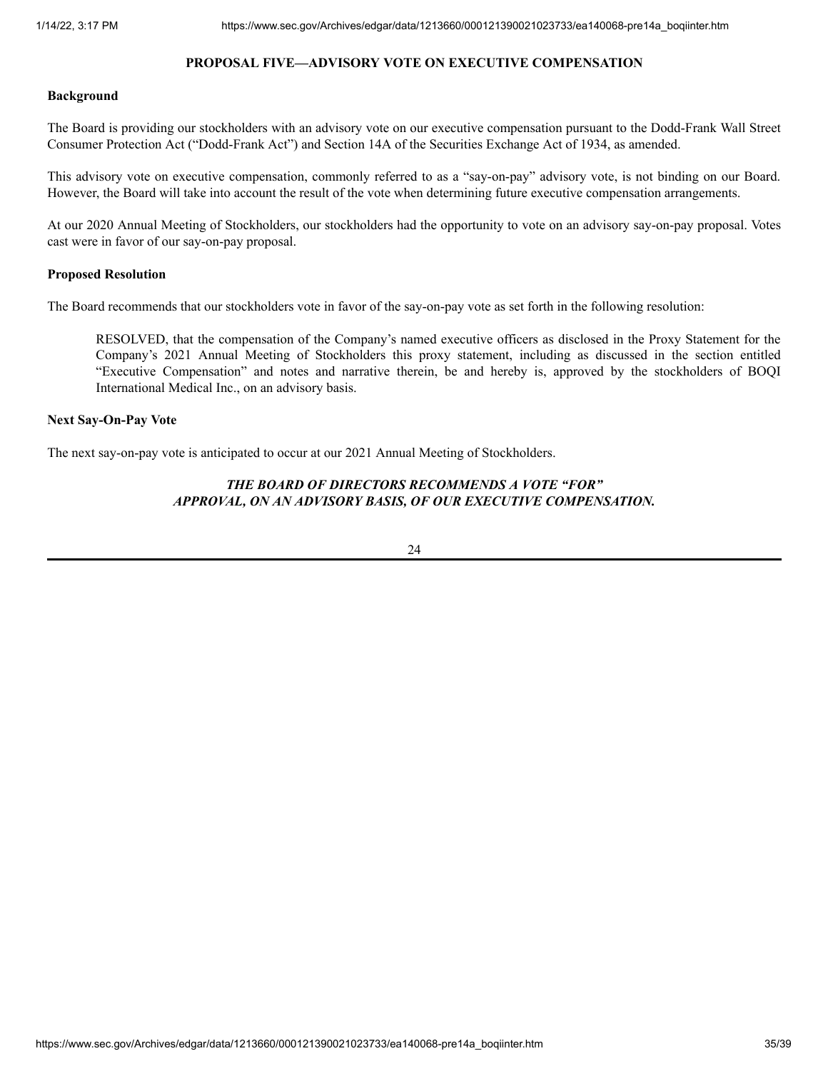## PROPOSAL FIVE—ADVISORY VOTE ON EXECUTIVE COMPENSATION

**Background**

The Board is providing our stockholders with an advisory vote on our executive compensation pursuant to the Dodd-Frank Wall Street Consumer Protection Act ("Dodd-Frank Act") and Section 14A of the Securities Exchange Act of 1934, as amended.

This advisory vote on executive compensation, commonly referred to as a "say-on-pay" advisory vote, is not binding on our Board. However, the Board will take into account the result of the vote when determining future executive compensation arrangements.

At our 2020 Annual Meeting of Stockholders, our stockholders had the opportunity to vote on an advisory say-on-pay proposal. Votes cast were in favor of our say-on-pay proposal.

**Proposed Resolution**

The Board recommends that our stockholders vote in favor of the say-on-pay vote as set forth in the following resolution:

> RESOLVED, that the compensation of the Company's named executive officers as disclosed in the Proxy Statement for the Company's 2021 Annual Meeting of Stockholders this proxy statement, including as discussed in the section entitled "Executive Compensation" and notes and narrative therein, be and hereby is, approved by the stockholders of BOQI International Medical Inc., on an advisory basis.

**Next Say-On-Pay Vote**

The next say-on-pay vote is anticipated to occur at our 2021 Annual Meeting of Stockholders.

***THE BOARD OF DIRECTORS RECOMMENDS A VOTE "FOR" APPROVAL, ON AN ADVISORY BASIS, OF OUR EXECUTIVE COMPENSATION.***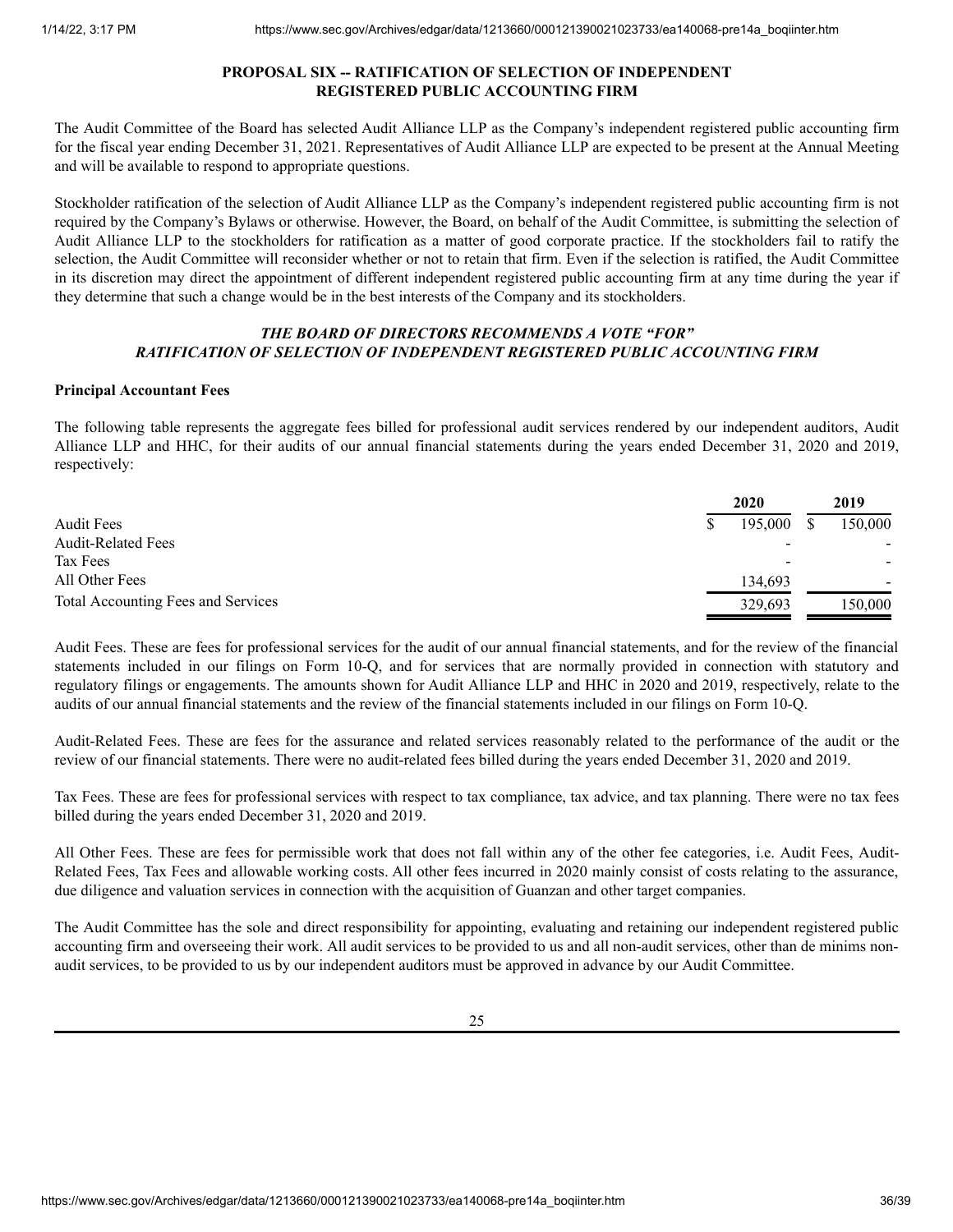## PROPOSAL SIX -- RATIFICATION OF SELECTION OF INDEPENDENT REGISTERED PUBLIC ACCOUNTING FIRM

The Audit Committee of the Board has selected Audit Alliance LLP as the Company's independent registered public accounting firm for the fiscal year ending December 31, 2021. Representatives of Audit Alliance LLP are expected to be present at the Annual Meeting and will be available to respond to appropriate questions.

Stockholder ratification of the selection of Audit Alliance LLP as the Company's independent registered public accounting firm is not required by the Company's Bylaws or otherwise. However, the Board, on behalf of the Audit Committee, is submitting the selection of Audit Alliance LLP to the stockholders for ratification as a matter of good corporate practice. If the stockholders fail to ratify the selection, the Audit Committee will reconsider whether or not to retain that firm. Even if the selection is ratified, the Audit Committee in its discretion may direct the appointment of different independent registered public accounting firm at any time during the year if they determine that such a change would be in the best interests of the Company and its stockholders.

***THE BOARD OF DIRECTORS RECOMMENDS A VOTE "FOR" RATIFICATION OF SELECTION OF INDEPENDENT REGISTERED PUBLIC ACCOUNTING FIRM***

**Principal Accountant Fees**

The following table represents the aggregate fees billed for professional audit services rendered by our independent auditors, Audit Alliance LLP and HHC, for their audits of our annual financial statements during the years ended December 31, 2020 and 2019, respectively:

| | 2020 | 2019 |
|---|---|---|
| Audit Fees | $ 195,000 | $ 150,000 |
| Audit-Related Fees | - | - |
| Tax Fees | - | - |
| All Other Fees | 134,693 | - |
| Total Accounting Fees and Services | 329,693 | 150,000 |

Audit Fees. These are fees for professional services for the audit of our annual financial statements, and for the review of the financial statements included in our filings on Form 10-Q, and for services that are normally provided in connection with statutory and regulatory filings or engagements. The amounts shown for Audit Alliance LLP and HHC in 2020 and 2019, respectively, relate to the audits of our annual financial statements and the review of the financial statements included in our filings on Form 10-Q.

Audit-Related Fees. These are fees for the assurance and related services reasonably related to the performance of the audit or the review of our financial statements. There were no audit-related fees billed during the years ended December 31, 2020 and 2019.

Tax Fees. These are fees for professional services with respect to tax compliance, tax advice, and tax planning. There were no tax fees billed during the years ended December 31, 2020 and 2019.

All Other Fees. These are fees for permissible work that does not fall within any of the other fee categories, i.e. Audit Fees, Audit-Related Fees, Tax Fees and allowable working costs. All other fees incurred in 2020 mainly consist of costs relating to the assurance, due diligence and valuation services in connection with the acquisition of Guanzan and other target companies.

The Audit Committee has the sole and direct responsibility for appointing, evaluating and retaining our independent registered public accounting firm and overseeing their work. All audit services to be provided to us and all non-audit services, other than de minims non-audit services, to be provided to us by our independent auditors must be approved in advance by our Audit Committee.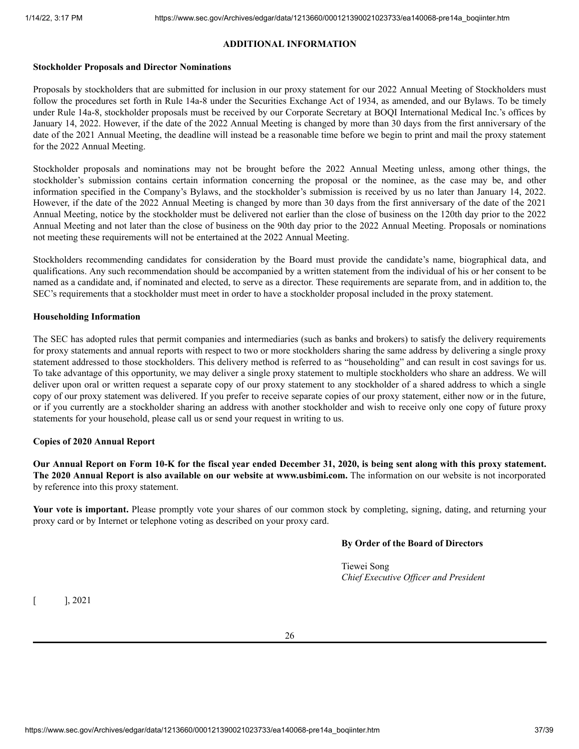## ADDITIONAL INFORMATION

### Stockholder Proposals and Director Nominations

Proposals by stockholders that are submitted for inclusion in our proxy statement for our 2022 Annual Meeting of Stockholders must follow the procedures set forth in Rule 14a-8 under the Securities Exchange Act of 1934, as amended, and our Bylaws. To be timely under Rule 14a-8, stockholder proposals must be received by our Corporate Secretary at BOQI International Medical Inc.'s offices by January 14, 2022. However, if the date of the 2022 Annual Meeting is changed by more than 30 days from the first anniversary of the date of the 2021 Annual Meeting, the deadline will instead be a reasonable time before we begin to print and mail the proxy statement for the 2022 Annual Meeting.

Stockholder proposals and nominations may not be brought before the 2022 Annual Meeting unless, among other things, the stockholder's submission contains certain information concerning the proposal or the nominee, as the case may be, and other information specified in the Company's Bylaws, and the stockholder's submission is received by us no later than January 14, 2022. However, if the date of the 2022 Annual Meeting is changed by more than 30 days from the first anniversary of the date of the 2021 Annual Meeting, notice by the stockholder must be delivered not earlier than the close of business on the 120th day prior to the 2022 Annual Meeting and not later than the close of business on the 90th day prior to the 2022 Annual Meeting. Proposals or nominations not meeting these requirements will not be entertained at the 2022 Annual Meeting.

Stockholders recommending candidates for consideration by the Board must provide the candidate's name, biographical data, and qualifications. Any such recommendation should be accompanied by a written statement from the individual of his or her consent to be named as a candidate and, if nominated and elected, to serve as a director. These requirements are separate from, and in addition to, the SEC's requirements that a stockholder must meet in order to have a stockholder proposal included in the proxy statement.

### Householding Information

The SEC has adopted rules that permit companies and intermediaries (such as banks and brokers) to satisfy the delivery requirements for proxy statements and annual reports with respect to two or more stockholders sharing the same address by delivering a single proxy statement addressed to those stockholders. This delivery method is referred to as "householding" and can result in cost savings for us. To take advantage of this opportunity, we may deliver a single proxy statement to multiple stockholders who share an address. We will deliver upon oral or written request a separate copy of our proxy statement to any stockholder of a shared address to which a single copy of our proxy statement was delivered. If you prefer to receive separate copies of our proxy statement, either now or in the future, or if you currently are a stockholder sharing an address with another stockholder and wish to receive only one copy of future proxy statements for your household, please call us or send your request in writing to us.

### Copies of 2020 Annual Report

**Our Annual Report on Form 10-K for the fiscal year ended December 31, 2020, is being sent along with this proxy statement. The 2020 Annual Report is also available on our website at www.usbimi.com.** The information on our website is not incorporated by reference into this proxy statement.

**Your vote is important.** Please promptly vote your shares of our common stock by completing, signing, dating, and returning your proxy card or by Internet or telephone voting as described on your proxy card.

**By Order of the Board of Directors**

Tiewei Song
*Chief Executive Officer and President*

[ ], 2021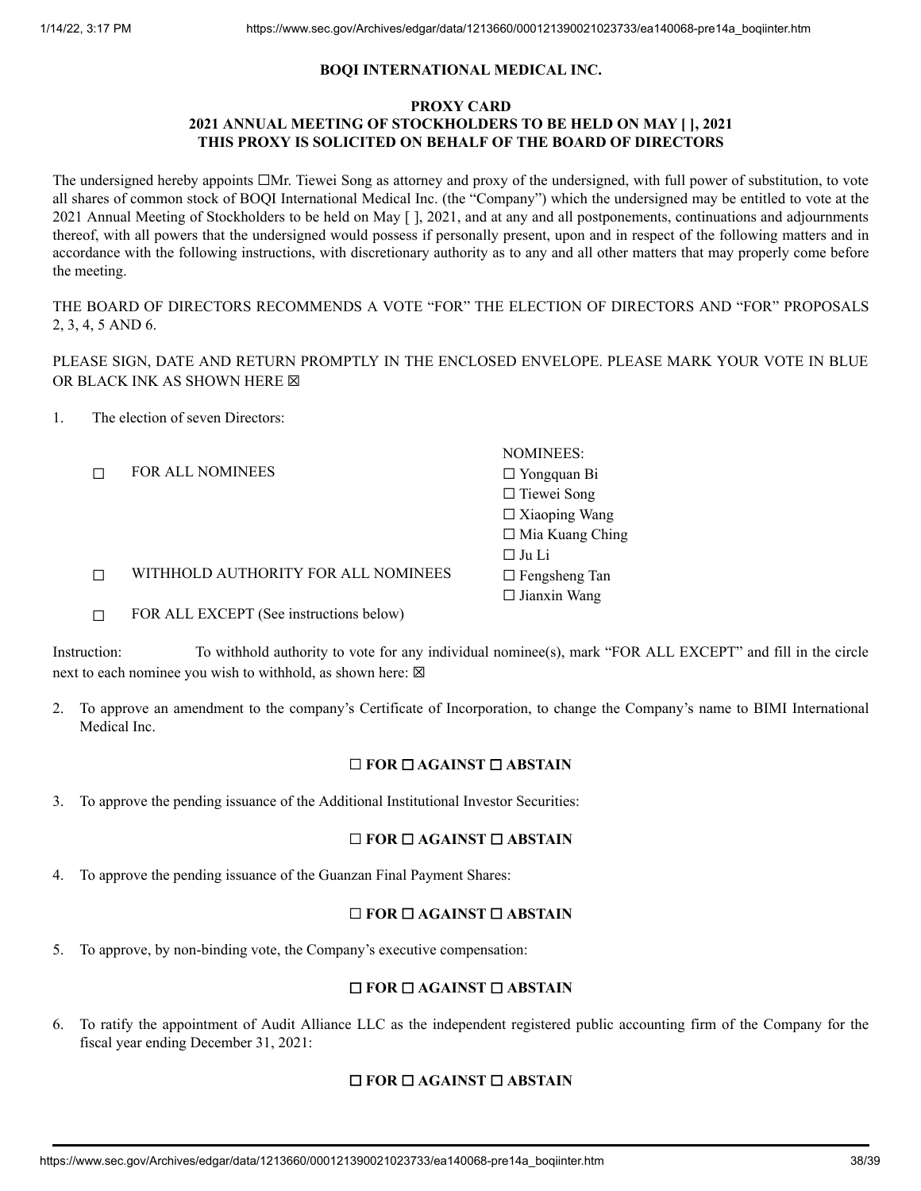**BOQI INTERNATIONAL MEDICAL INC.**

**PROXY CARD**
**2021 ANNUAL MEETING OF STOCKHOLDERS TO BE HELD ON MAY [ ], 2021**
**THIS PROXY IS SOLICITED ON BEHALF OF THE BOARD OF DIRECTORS**

The undersigned hereby appoints ☐Mr. Tiewei Song as attorney and proxy of the undersigned, with full power of substitution, to vote all shares of common stock of BOQI International Medical Inc. (the "Company") which the undersigned may be entitled to vote at the 2021 Annual Meeting of Stockholders to be held on May [ ], 2021, and at any and all postponements, continuations and adjournments thereof, with all powers that the undersigned would possess if personally present, upon and in respect of the following matters and in accordance with the following instructions, with discretionary authority as to any and all other matters that may properly come before the meeting.

THE BOARD OF DIRECTORS RECOMMENDS A VOTE "FOR" THE ELECTION OF DIRECTORS AND "FOR" PROPOSALS 2, 3, 4, 5 AND 6.

PLEASE SIGN, DATE AND RETURN PROMPTLY IN THE ENCLOSED ENVELOPE. PLEASE MARK YOUR VOTE IN BLUE OR BLACK INK AS SHOWN HERE ☒

1. The election of seven Directors:

☐ FOR ALL NOMINEES

☐ WITHHOLD AUTHORITY FOR ALL NOMINEES

☐ FOR ALL EXCEPT (See instructions below)

NOMINEES:
☐ Yongquan Bi
☐ Tiewei Song
☐ Xiaoping Wang
☐ Mia Kuang Ching
☐ Ju Li
☐ Fengsheng Tan
☐ Jianxin Wang

Instruction: To withhold authority to vote for any individual nominee(s), mark "FOR ALL EXCEPT" and fill in the circle next to each nominee you wish to withhold, as shown here: ☒

2. To approve an amendment to the company's Certificate of Incorporation, to change the Company's name to BIMI International Medical Inc.

**☐ FOR ☐ AGAINST ☐ ABSTAIN**

3. To approve the pending issuance of the Additional Institutional Investor Securities:

**☐ FOR ☐ AGAINST ☐ ABSTAIN**

4. To approve the pending issuance of the Guanzan Final Payment Shares:

**☐ FOR ☐ AGAINST ☐ ABSTAIN**

5. To approve, by non-binding vote, the Company's executive compensation:

**☐ FOR ☐ AGAINST ☐ ABSTAIN**

6. To ratify the appointment of Audit Alliance LLC as the independent registered public accounting firm of the Company for the fiscal year ending December 31, 2021:

**☐ FOR ☐ AGAINST ☐ ABSTAIN**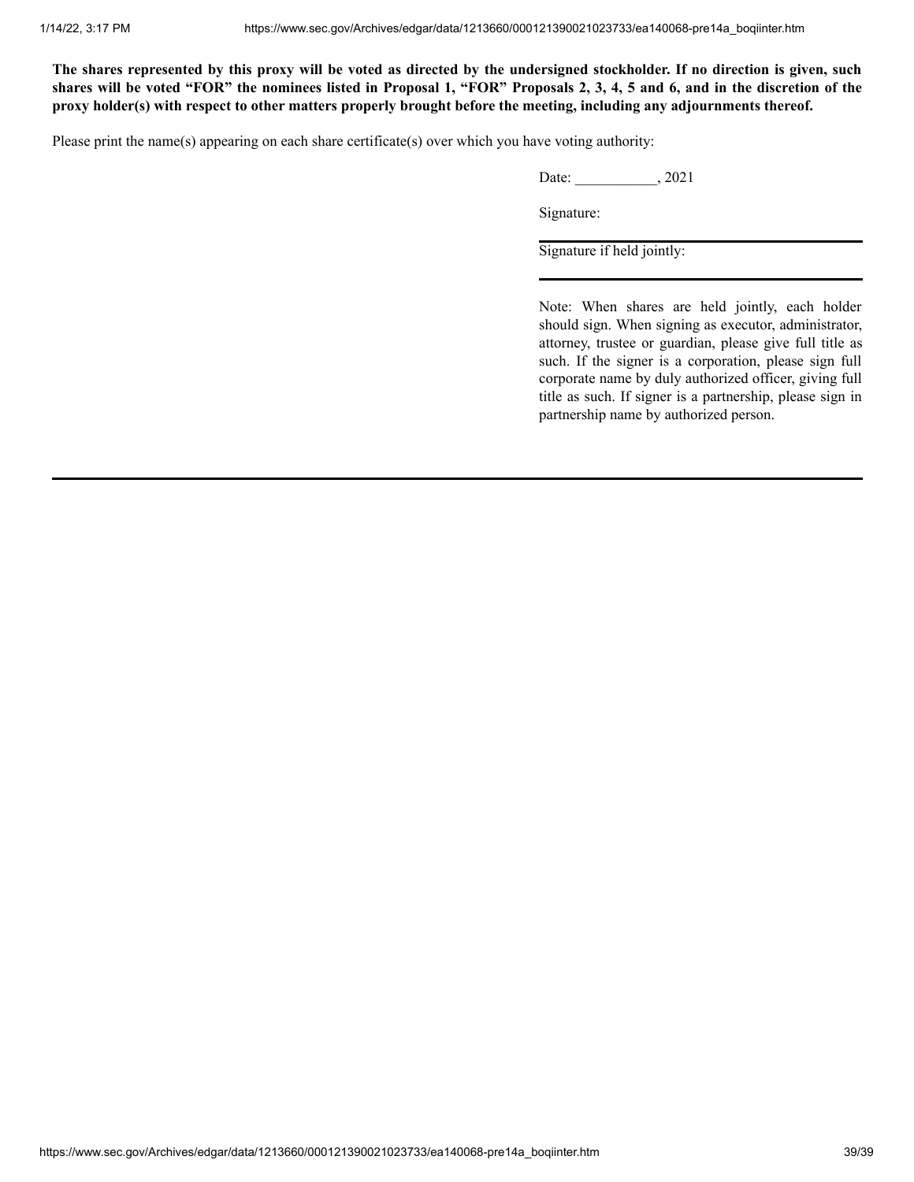**The shares represented by this proxy will be voted as directed by the undersigned stockholder. If no direction is given, such shares will be voted "FOR" the nominees listed in Proposal 1, "FOR" Proposals 2, 3, 4, 5 and 6, and in the discretion of the proxy holder(s) with respect to other matters properly brought before the meeting, including any adjournments thereof.**

Please print the name(s) appearing on each share certificate(s) over which you have voting authority:

Date: ___________, 2021

Signature:

_______________________________

Signature if held jointly:

_______________________________

Note: When shares are held jointly, each holder should sign. When signing as executor, administrator, attorney, trustee or guardian, please give full title as such. If the signer is a corporation, please sign full corporate name by duly authorized officer, giving full title as such. If signer is a partnership, please sign in partnership name by authorized person.